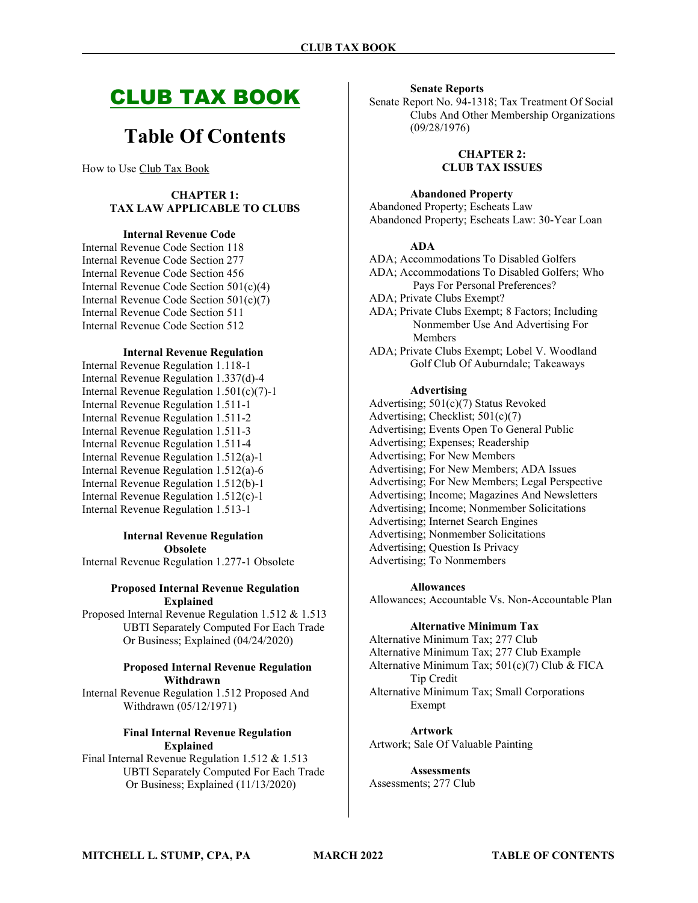# CLUB TAX BOOK

# Table Of Contents

How to Use Club Tax Book

## CHAPTER 1: TAX LAW APPLICABLE TO CLUBS

### Internal Revenue Code

Internal Revenue Code Section 118
Internal Revenue Code Section 277
Internal Revenue Code Section 456
Internal Revenue Code Section 501(c)(4)
Internal Revenue Code Section 501(c)(7)
Internal Revenue Code Section 511
Internal Revenue Code Section 512

### Internal Revenue Regulation

Internal Revenue Regulation 1.118-1
Internal Revenue Regulation 1.337(d)-4
Internal Revenue Regulation 1.501(c)(7)-1
Internal Revenue Regulation 1.511-1
Internal Revenue Regulation 1.511-2
Internal Revenue Regulation 1.511-3
Internal Revenue Regulation 1.511-4
Internal Revenue Regulation 1.512(a)-1
Internal Revenue Regulation 1.512(a)-6
Internal Revenue Regulation 1.512(b)-1
Internal Revenue Regulation 1.512(c)-1
Internal Revenue Regulation 1.513-1

### Internal Revenue Regulation Obsolete

Internal Revenue Regulation 1.277-1 Obsolete

### Proposed Internal Revenue Regulation Explained

Proposed Internal Revenue Regulation 1.512 & 1.513 UBTI Separately Computed For Each Trade Or Business; Explained (04/24/2020)

### Proposed Internal Revenue Regulation Withdrawn

Internal Revenue Regulation 1.512 Proposed And Withdrawn (05/12/1971)

### Final Internal Revenue Regulation Explained

Final Internal Revenue Regulation 1.512 & 1.513 UBTI Separately Computed For Each Trade Or Business; Explained (11/13/2020)

### Senate Reports

Senate Report No. 94-1318; Tax Treatment Of Social Clubs And Other Membership Organizations (09/28/1976)

## CHAPTER 2: CLUB TAX ISSUES

### Abandoned Property

Abandoned Property; Escheats Law
Abandoned Property; Escheats Law: 30-Year Loan

### ADA

ADA; Accommodations To Disabled Golfers
ADA; Accommodations To Disabled Golfers; Who Pays For Personal Preferences?
ADA; Private Clubs Exempt?
ADA; Private Clubs Exempt; 8 Factors; Including Nonmember Use And Advertising For Members
ADA; Private Clubs Exempt; Lobel V. Woodland Golf Club Of Auburndale; Takeaways

### Advertising

Advertising; 501(c)(7) Status Revoked
Advertising; Checklist; 501(c)(7)
Advertising; Events Open To General Public
Advertising; Expenses; Readership
Advertising; For New Members
Advertising; For New Members; ADA Issues
Advertising; For New Members; Legal Perspective
Advertising; Income; Magazines And Newsletters
Advertising; Income; Nonmember Solicitations
Advertising; Internet Search Engines
Advertising; Nonmember Solicitations
Advertising; Question Is Privacy
Advertising; To Nonmembers

### Allowances

Allowances; Accountable Vs. Non-Accountable Plan

### Alternative Minimum Tax

Alternative Minimum Tax; 277 Club
Alternative Minimum Tax; 277 Club Example
Alternative Minimum Tax; 501(c)(7) Club & FICA Tip Credit
Alternative Minimum Tax; Small Corporations Exempt

### Artwork

Artwork; Sale Of Valuable Painting

### Assessments

Assessments; 277 Club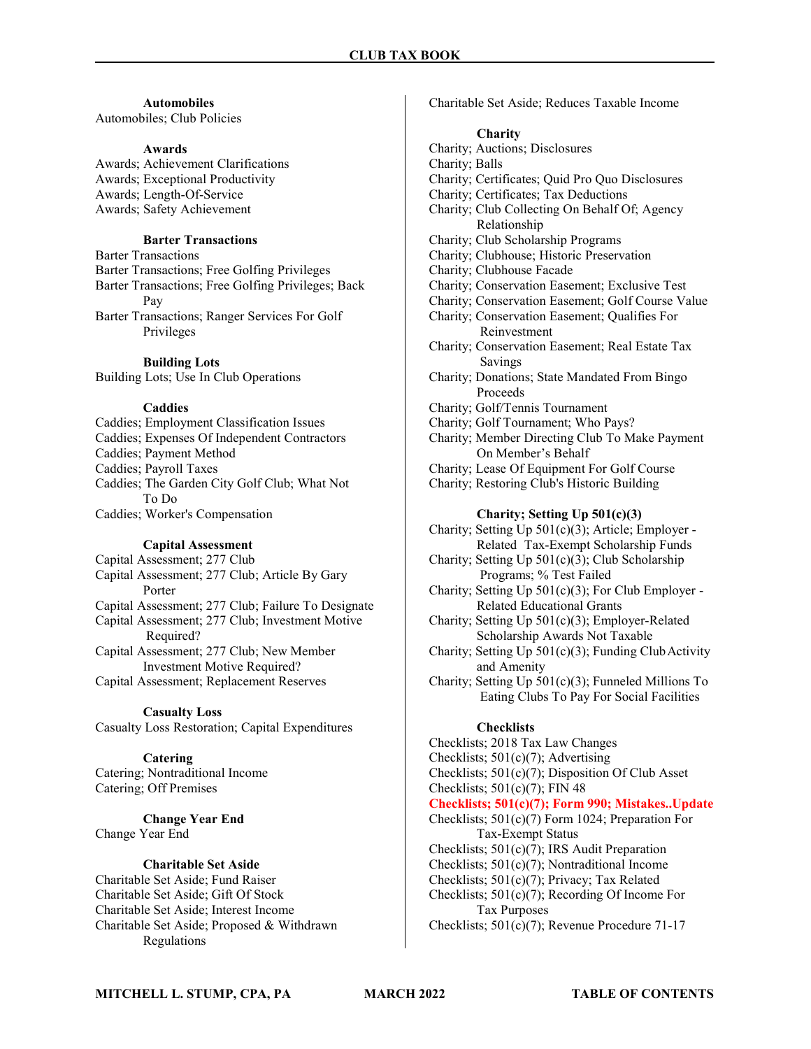**Automobiles**

Automobiles; Club Policies

**Awards**

Awards; Achievement Clarifications
Awards; Exceptional Productivity
Awards; Length-Of-Service
Awards; Safety Achievement

**Barter Transactions**

Barter Transactions
Barter Transactions; Free Golfing Privileges
Barter Transactions; Free Golfing Privileges; Back Pay
Barter Transactions; Ranger Services For Golf Privileges

**Building Lots**

Building Lots; Use In Club Operations

**Caddies**

Caddies; Employment Classification Issues
Caddies; Expenses Of Independent Contractors
Caddies; Payment Method
Caddies; Payroll Taxes
Caddies; The Garden City Golf Club; What Not To Do
Caddies; Worker's Compensation

**Capital Assessment**

Capital Assessment; 277 Club
Capital Assessment; 277 Club; Article By Gary Porter
Capital Assessment; 277 Club; Failure To Designate
Capital Assessment; 277 Club; Investment Motive Required?
Capital Assessment; 277 Club; New Member Investment Motive Required?
Capital Assessment; Replacement Reserves

**Casualty Loss**

Casualty Loss Restoration; Capital Expenditures

**Catering**

Catering; Nontraditional Income
Catering; Off Premises

**Change Year End**

Change Year End

**Charitable Set Aside**

Charitable Set Aside; Fund Raiser
Charitable Set Aside; Gift Of Stock
Charitable Set Aside; Interest Income
Charitable Set Aside; Proposed & Withdrawn Regulations
Charitable Set Aside; Reduces Taxable Income

**Charity**

Charity; Auctions; Disclosures
Charity; Balls
Charity; Certificates; Quid Pro Quo Disclosures
Charity; Certificates; Tax Deductions
Charity; Club Collecting On Behalf Of; Agency Relationship
Charity; Club Scholarship Programs
Charity; Clubhouse; Historic Preservation
Charity; Clubhouse Facade
Charity; Conservation Easement; Exclusive Test
Charity; Conservation Easement; Golf Course Value
Charity; Conservation Easement; Qualifies For Reinvestment
Charity; Conservation Easement; Real Estate Tax Savings
Charity; Donations; State Mandated From Bingo Proceeds
Charity; Golf/Tennis Tournament
Charity; Golf Tournament; Who Pays?
Charity; Member Directing Club To Make Payment On Member's Behalf
Charity; Lease Of Equipment For Golf Course
Charity; Restoring Club's Historic Building

**Charity; Setting Up 501(c)(3)**

Charity; Setting Up 501(c)(3); Article; Employer - Related Tax-Exempt Scholarship Funds
Charity; Setting Up 501(c)(3); Club Scholarship Programs; % Test Failed
Charity; Setting Up 501(c)(3); For Club Employer - Related Educational Grants
Charity; Setting Up 501(c)(3); Employer-Related Scholarship Awards Not Taxable
Charity; Setting Up 501(c)(3); Funding Club Activity and Amenity
Charity; Setting Up 501(c)(3); Funneled Millions To Eating Clubs To Pay For Social Facilities

**Checklists**

Checklists; 2018 Tax Law Changes
Checklists; 501(c)(7); Advertising
Checklists; 501(c)(7); Disposition Of Club Asset
Checklists; 501(c)(7); FIN 48
**Checklists; 501(c)(7); Form 990; Mistakes..Update**
Checklists; 501(c)(7) Form 1024; Preparation For Tax-Exempt Status
Checklists; 501(c)(7); IRS Audit Preparation
Checklists; 501(c)(7); Nontraditional Income
Checklists; 501(c)(7); Privacy; Tax Related
Checklists; 501(c)(7); Recording Of Income For Tax Purposes
Checklists; 501(c)(7); Revenue Procedure 71-17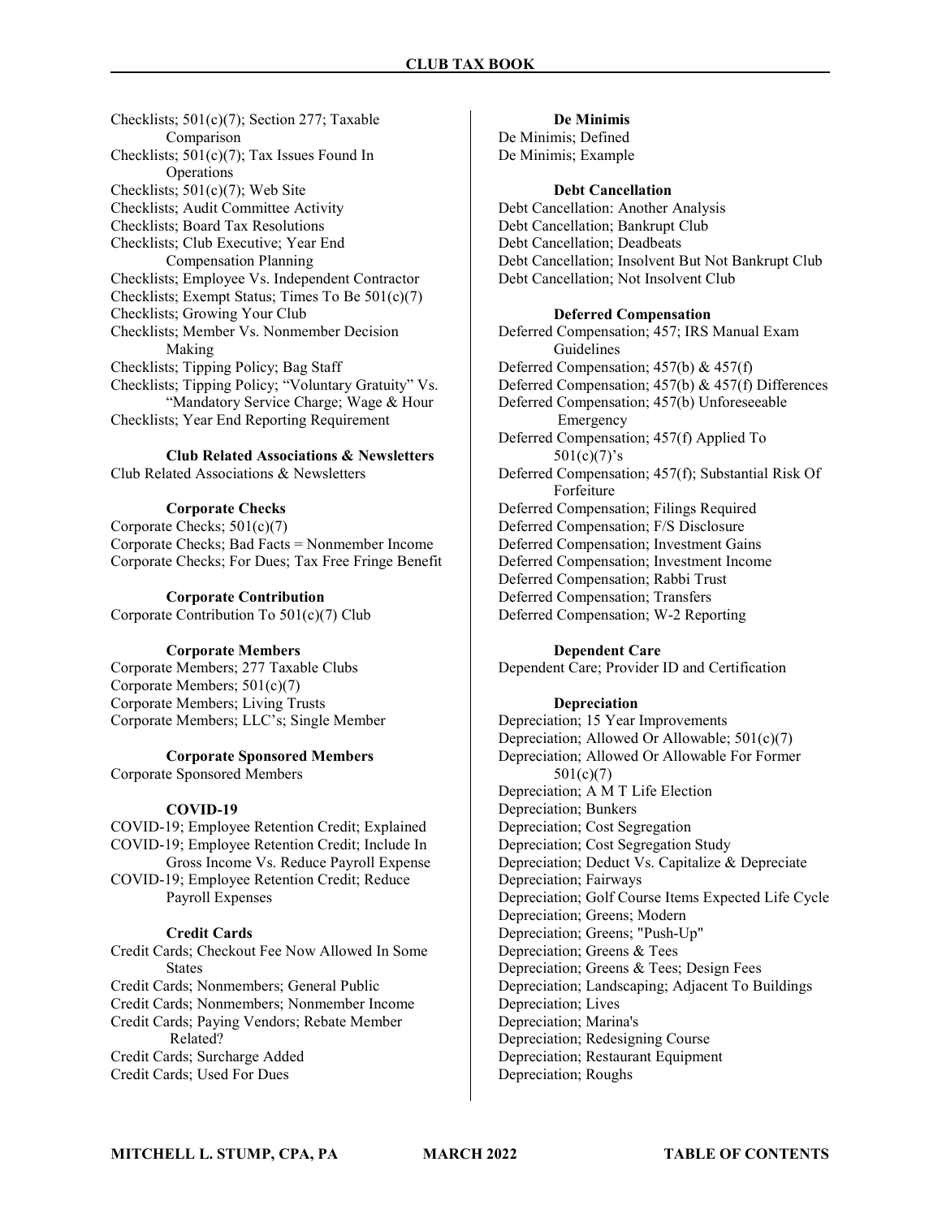Checklists; 501(c)(7); Section 277; Taxable Comparison
Checklists; 501(c)(7); Tax Issues Found In Operations
Checklists; 501(c)(7); Web Site
Checklists; Audit Committee Activity
Checklists; Board Tax Resolutions
Checklists; Club Executive; Year End Compensation Planning
Checklists; Employee Vs. Independent Contractor
Checklists; Exempt Status; Times To Be 501(c)(7)
Checklists; Growing Your Club
Checklists; Member Vs. Nonmember Decision Making
Checklists; Tipping Policy; Bag Staff
Checklists; Tipping Policy; "Voluntary Gratuity" Vs. "Mandatory Service Charge; Wage & Hour
Checklists; Year End Reporting Requirement

**Club Related Associations & Newsletters**

Club Related Associations & Newsletters

**Corporate Checks**

Corporate Checks; 501(c)(7)
Corporate Checks; Bad Facts = Nonmember Income
Corporate Checks; For Dues; Tax Free Fringe Benefit

**Corporate Contribution**

Corporate Contribution To 501(c)(7) Club

**Corporate Members**

Corporate Members; 277 Taxable Clubs
Corporate Members; 501(c)(7)
Corporate Members; Living Trusts
Corporate Members; LLC's; Single Member

**Corporate Sponsored Members**

Corporate Sponsored Members

**COVID-19**

COVID-19; Employee Retention Credit; Explained
COVID-19; Employee Retention Credit; Include In Gross Income Vs. Reduce Payroll Expense
COVID-19; Employee Retention Credit; Reduce Payroll Expenses

**Credit Cards**

Credit Cards; Checkout Fee Now Allowed In Some States
Credit Cards; Nonmembers; General Public
Credit Cards; Nonmembers; Nonmember Income
Credit Cards; Paying Vendors; Rebate Member Related?
Credit Cards; Surcharge Added
Credit Cards; Used For Dues

**De Minimis**

De Minimis; Defined
De Minimis; Example

**Debt Cancellation**

Debt Cancellation: Another Analysis
Debt Cancellation; Bankrupt Club
Debt Cancellation; Deadbeats
Debt Cancellation; Insolvent But Not Bankrupt Club
Debt Cancellation; Not Insolvent Club

**Deferred Compensation**

Deferred Compensation; 457; IRS Manual Exam Guidelines
Deferred Compensation; 457(b) & 457(f)
Deferred Compensation; 457(b) & 457(f) Differences
Deferred Compensation; 457(b) Unforeseeable Emergency
Deferred Compensation; 457(f) Applied To 501(c)(7)'s
Deferred Compensation; 457(f); Substantial Risk Of Forfeiture
Deferred Compensation; Filings Required
Deferred Compensation; F/S Disclosure
Deferred Compensation; Investment Gains
Deferred Compensation; Investment Income
Deferred Compensation; Rabbi Trust
Deferred Compensation; Transfers
Deferred Compensation; W-2 Reporting

**Dependent Care**

Dependent Care; Provider ID and Certification

**Depreciation**

Depreciation; 15 Year Improvements
Depreciation; Allowed Or Allowable; 501(c)(7)
Depreciation; Allowed Or Allowable For Former 501(c)(7)
Depreciation; A M T Life Election
Depreciation; Bunkers
Depreciation; Cost Segregation
Depreciation; Cost Segregation Study
Depreciation; Deduct Vs. Capitalize & Depreciate
Depreciation; Fairways
Depreciation; Golf Course Items Expected Life Cycle
Depreciation; Greens; Modern
Depreciation; Greens; "Push-Up"
Depreciation; Greens & Tees
Depreciation; Greens & Tees; Design Fees
Depreciation; Landscaping; Adjacent To Buildings
Depreciation; Lives
Depreciation; Marina's
Depreciation; Redesigning Course
Depreciation; Restaurant Equipment
Depreciation; Roughs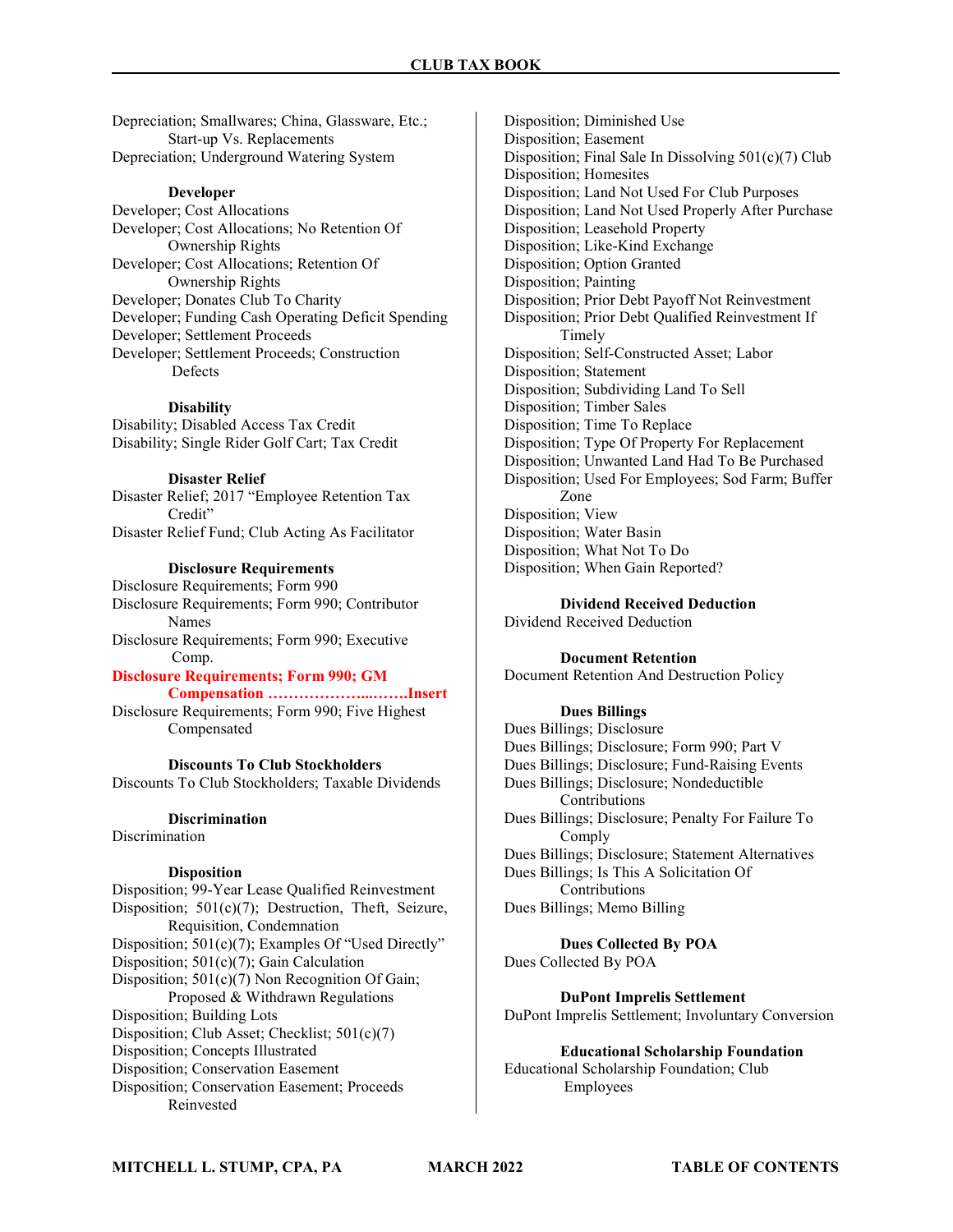Depreciation; Smallwares; China, Glassware, Etc.; Start-up Vs. Replacements
Depreciation; Underground Watering System

**Developer**

Developer; Cost Allocations
Developer; Cost Allocations; No Retention Of Ownership Rights
Developer; Cost Allocations; Retention Of Ownership Rights
Developer; Donates Club To Charity
Developer; Funding Cash Operating Deficit Spending
Developer; Settlement Proceeds
Developer; Settlement Proceeds; Construction Defects

**Disability**

Disability; Disabled Access Tax Credit
Disability; Single Rider Golf Cart; Tax Credit

**Disaster Relief**

Disaster Relief; 2017 "Employee Retention Tax Credit"
Disaster Relief Fund; Club Acting As Facilitator

**Disclosure Requirements**

Disclosure Requirements; Form 990
Disclosure Requirements; Form 990; Contributor Names
Disclosure Requirements; Form 990; Executive Comp.
**Disclosure Requirements; Form 990; GM Compensation ………………...…….Insert**
Disclosure Requirements; Form 990; Five Highest Compensated

**Discounts To Club Stockholders**

Discounts To Club Stockholders; Taxable Dividends

**Discrimination**

Discrimination

**Disposition**

Disposition; 99-Year Lease Qualified Reinvestment
Disposition; 501(c)(7); Destruction, Theft, Seizure, Requisition, Condemnation
Disposition; 501(c)(7); Examples Of "Used Directly"
Disposition; 501(c)(7); Gain Calculation
Disposition; 501(c)(7) Non Recognition Of Gain; Proposed & Withdrawn Regulations
Disposition; Building Lots
Disposition; Club Asset; Checklist; 501(c)(7)
Disposition; Concepts Illustrated
Disposition; Conservation Easement
Disposition; Conservation Easement; Proceeds Reinvested
Disposition; Diminished Use
Disposition; Easement
Disposition; Final Sale In Dissolving 501(c)(7) Club
Disposition; Homesites
Disposition; Land Not Used For Club Purposes
Disposition; Land Not Used Properly After Purchase
Disposition; Leasehold Property
Disposition; Like-Kind Exchange
Disposition; Option Granted
Disposition; Painting
Disposition; Prior Debt Payoff Not Reinvestment
Disposition; Prior Debt Qualified Reinvestment If Timely
Disposition; Self-Constructed Asset; Labor
Disposition; Statement
Disposition; Subdividing Land To Sell
Disposition; Timber Sales
Disposition; Time To Replace
Disposition; Type Of Property For Replacement
Disposition; Unwanted Land Had To Be Purchased
Disposition; Used For Employees; Sod Farm; Buffer Zone
Disposition; View
Disposition; Water Basin
Disposition; What Not To Do
Disposition; When Gain Reported?

**Dividend Received Deduction**

Dividend Received Deduction

**Document Retention**

Document Retention And Destruction Policy

**Dues Billings**

Dues Billings; Disclosure
Dues Billings; Disclosure; Form 990; Part V
Dues Billings; Disclosure; Fund-Raising Events
Dues Billings; Disclosure; Nondeductible Contributions
Dues Billings; Disclosure; Penalty For Failure To Comply
Dues Billings; Disclosure; Statement Alternatives
Dues Billings; Is This A Solicitation Of Contributions
Dues Billings; Memo Billing

**Dues Collected By POA**

Dues Collected By POA

**DuPont Imprelis Settlement**

DuPont Imprelis Settlement; Involuntary Conversion

**Educational Scholarship Foundation**

Educational Scholarship Foundation; Club Employees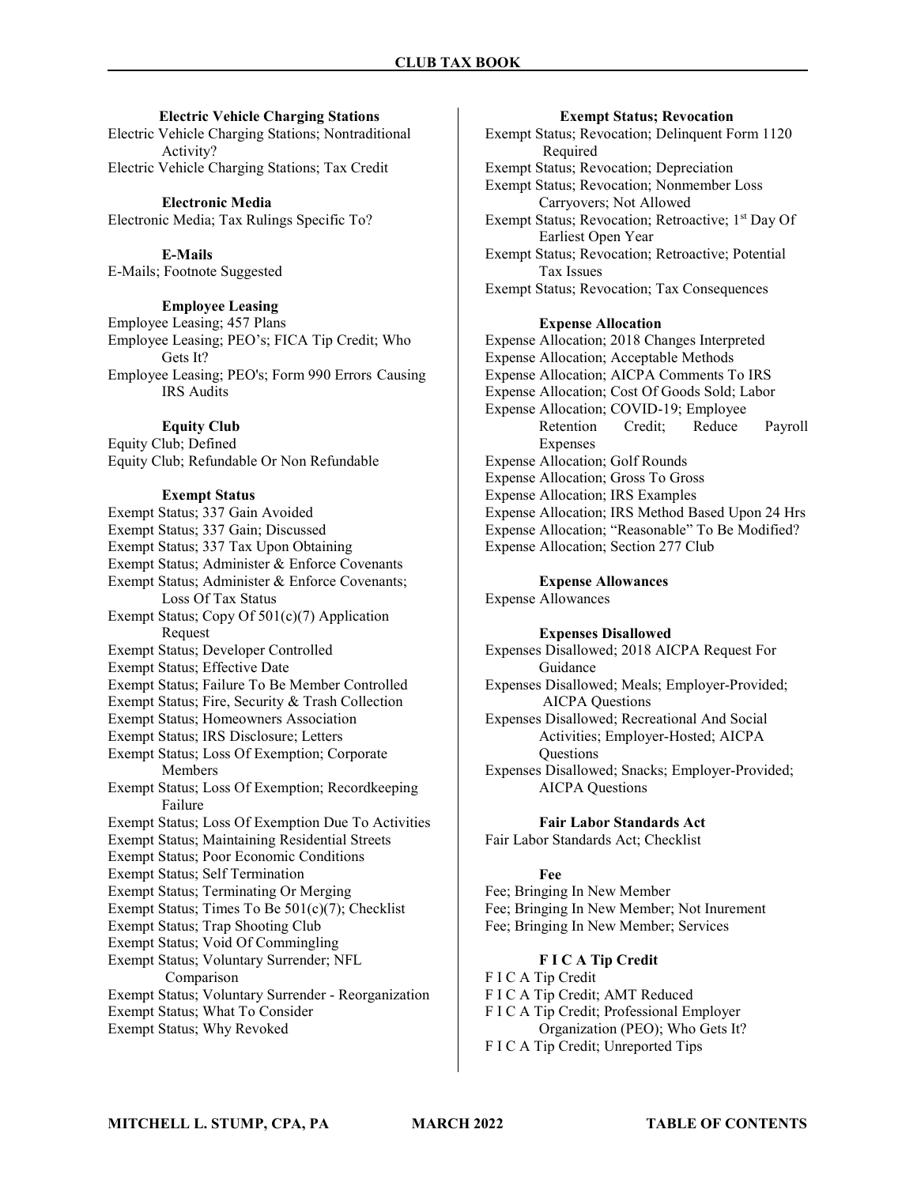### Electric Vehicle Charging Stations

Electric Vehicle Charging Stations; Nontraditional Activity?
Electric Vehicle Charging Stations; Tax Credit

### Electronic Media

Electronic Media; Tax Rulings Specific To?

### E-Mails

E-Mails; Footnote Suggested

### Employee Leasing

Employee Leasing; 457 Plans
Employee Leasing; PEO's; FICA Tip Credit; Who Gets It?
Employee Leasing; PEO's; Form 990 Errors Causing IRS Audits

### Equity Club

Equity Club; Defined
Equity Club; Refundable Or Non Refundable

### Exempt Status

Exempt Status; 337 Gain Avoided
Exempt Status; 337 Gain; Discussed
Exempt Status; 337 Tax Upon Obtaining
Exempt Status; Administer & Enforce Covenants
Exempt Status; Administer & Enforce Covenants; Loss Of Tax Status
Exempt Status; Copy Of 501(c)(7) Application Request
Exempt Status; Developer Controlled
Exempt Status; Effective Date
Exempt Status; Failure To Be Member Controlled
Exempt Status; Fire, Security & Trash Collection
Exempt Status; Homeowners Association
Exempt Status; IRS Disclosure; Letters
Exempt Status; Loss Of Exemption; Corporate Members
Exempt Status; Loss Of Exemption; Recordkeeping Failure
Exempt Status; Loss Of Exemption Due To Activities
Exempt Status; Maintaining Residential Streets
Exempt Status; Poor Economic Conditions
Exempt Status; Self Termination
Exempt Status; Terminating Or Merging
Exempt Status; Times To Be 501(c)(7); Checklist
Exempt Status; Trap Shooting Club
Exempt Status; Void Of Commingling
Exempt Status; Voluntary Surrender; NFL Comparison
Exempt Status; Voluntary Surrender - Reorganization
Exempt Status; What To Consider
Exempt Status; Why Revoked

### Exempt Status; Revocation

Exempt Status; Revocation; Delinquent Form 1120 Required
Exempt Status; Revocation; Depreciation
Exempt Status; Revocation; Nonmember Loss Carryovers; Not Allowed
Exempt Status; Revocation; Retroactive; 1st Day Of Earliest Open Year
Exempt Status; Revocation; Retroactive; Potential Tax Issues
Exempt Status; Revocation; Tax Consequences

### Expense Allocation

Expense Allocation; 2018 Changes Interpreted
Expense Allocation; Acceptable Methods
Expense Allocation; AICPA Comments To IRS
Expense Allocation; Cost Of Goods Sold; Labor
Expense Allocation; COVID-19; Employee Retention Credit; Reduce Payroll Expenses
Expense Allocation; Golf Rounds
Expense Allocation; Gross To Gross
Expense Allocation; IRS Examples
Expense Allocation; IRS Method Based Upon 24 Hrs
Expense Allocation; "Reasonable" To Be Modified?
Expense Allocation; Section 277 Club

### Expense Allowances

Expense Allowances

### Expenses Disallowed

Expenses Disallowed; 2018 AICPA Request For Guidance
Expenses Disallowed; Meals; Employer-Provided; AICPA Questions
Expenses Disallowed; Recreational And Social Activities; Employer-Hosted; AICPA Questions
Expenses Disallowed; Snacks; Employer-Provided; AICPA Questions

### Fair Labor Standards Act

Fair Labor Standards Act; Checklist

### Fee

Fee; Bringing In New Member
Fee; Bringing In New Member; Not Inurement
Fee; Bringing In New Member; Services

### F I C A Tip Credit

F I C A Tip Credit
F I C A Tip Credit; AMT Reduced
F I C A Tip Credit; Professional Employer Organization (PEO); Who Gets It?
F I C A Tip Credit; Unreported Tips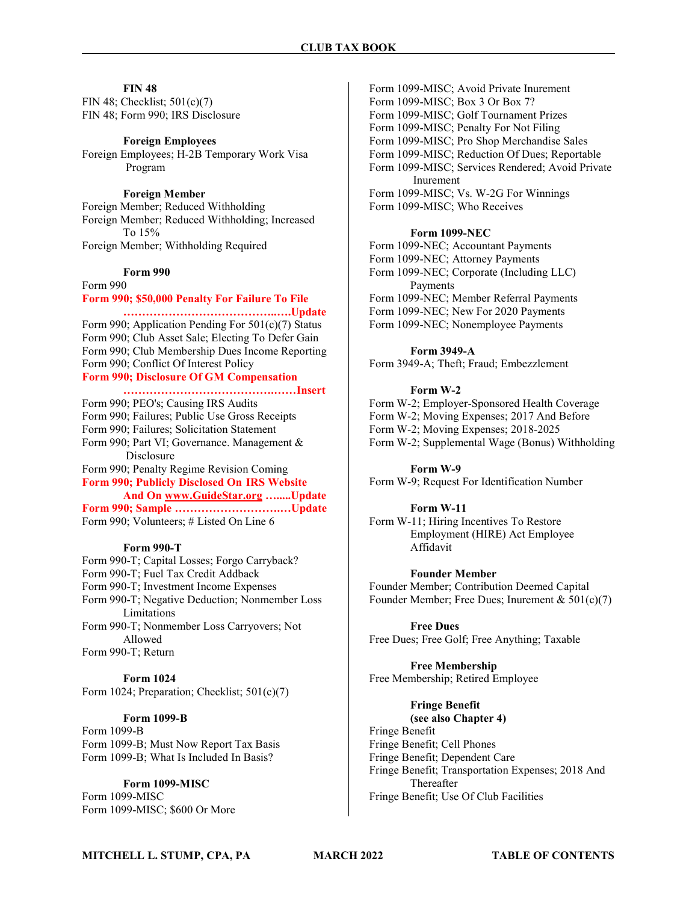**FIN 48**

FIN 48; Checklist; 501(c)(7)
FIN 48; Form 990; IRS Disclosure

**Foreign Employees**

Foreign Employees; H-2B Temporary Work Visa Program

**Foreign Member**

Foreign Member; Reduced Withholding
Foreign Member; Reduced Withholding; Increased To 15%
Foreign Member; Withholding Required

**Form 990**

Form 990
**Form 990; $50,000 Penalty For Failure To File ……………………………………..….Update**
Form 990; Application Pending For 501(c)(7) Status
Form 990; Club Asset Sale; Electing To Defer Gain
Form 990; Club Membership Dues Income Reporting
Form 990; Conflict Of Interest Policy
**Form 990; Disclosure Of GM Compensation ……………………………………..……Insert**
Form 990; PEO's; Causing IRS Audits
Form 990; Failures; Public Use Gross Receipts
Form 990; Failures; Solicitation Statement
Form 990; Part VI; Governance. Management & Disclosure
Form 990; Penalty Regime Revision Coming
**Form 990; Publicly Disclosed On IRS Website And On www.GuideStar.org ……..Update**
**Form 990; Sample ………………………..…Update**
Form 990; Volunteers; # Listed On Line 6

**Form 990-T**

Form 990-T; Capital Losses; Forgo Carryback?
Form 990-T; Fuel Tax Credit Addback
Form 990-T; Investment Income Expenses
Form 990-T; Negative Deduction; Nonmember Loss Limitations
Form 990-T; Nonmember Loss Carryovers; Not Allowed
Form 990-T; Return

**Form 1024**

Form 1024; Preparation; Checklist; 501(c)(7)

**Form 1099-B**

Form 1099-B
Form 1099-B; Must Now Report Tax Basis
Form 1099-B; What Is Included In Basis?

**Form 1099-MISC**

Form 1099-MISC
Form 1099-MISC; $600 Or More
Form 1099-MISC; Avoid Private Inurement
Form 1099-MISC; Box 3 Or Box 7?
Form 1099-MISC; Golf Tournament Prizes
Form 1099-MISC; Penalty For Not Filing
Form 1099-MISC; Pro Shop Merchandise Sales
Form 1099-MISC; Reduction Of Dues; Reportable
Form 1099-MISC; Services Rendered; Avoid Private Inurement
Form 1099-MISC; Vs. W-2G For Winnings
Form 1099-MISC; Who Receives

**Form 1099-NEC**

Form 1099-NEC; Accountant Payments
Form 1099-NEC; Attorney Payments
Form 1099-NEC; Corporate (Including LLC) Payments
Form 1099-NEC; Member Referral Payments
Form 1099-NEC; New For 2020 Payments
Form 1099-NEC; Nonemployee Payments

**Form 3949-A**

Form 3949-A; Theft; Fraud; Embezzlement

**Form W-2**

Form W-2; Employer-Sponsored Health Coverage
Form W-2; Moving Expenses; 2017 And Before
Form W-2; Moving Expenses; 2018-2025
Form W-2; Supplemental Wage (Bonus) Withholding

**Form W-9**

Form W-9; Request For Identification Number

**Form W-11**

Form W-11; Hiring Incentives To Restore Employment (HIRE) Act Employee Affidavit

**Founder Member**

Founder Member; Contribution Deemed Capital
Founder Member; Free Dues; Inurement & 501(c)(7)

**Free Dues**

Free Dues; Free Golf; Free Anything; Taxable

**Free Membership**

Free Membership; Retired Employee

**Fringe Benefit**
**(see also Chapter 4)**

Fringe Benefit
Fringe Benefit; Cell Phones
Fringe Benefit; Dependent Care
Fringe Benefit; Transportation Expenses; 2018 And Thereafter
Fringe Benefit; Use Of Club Facilities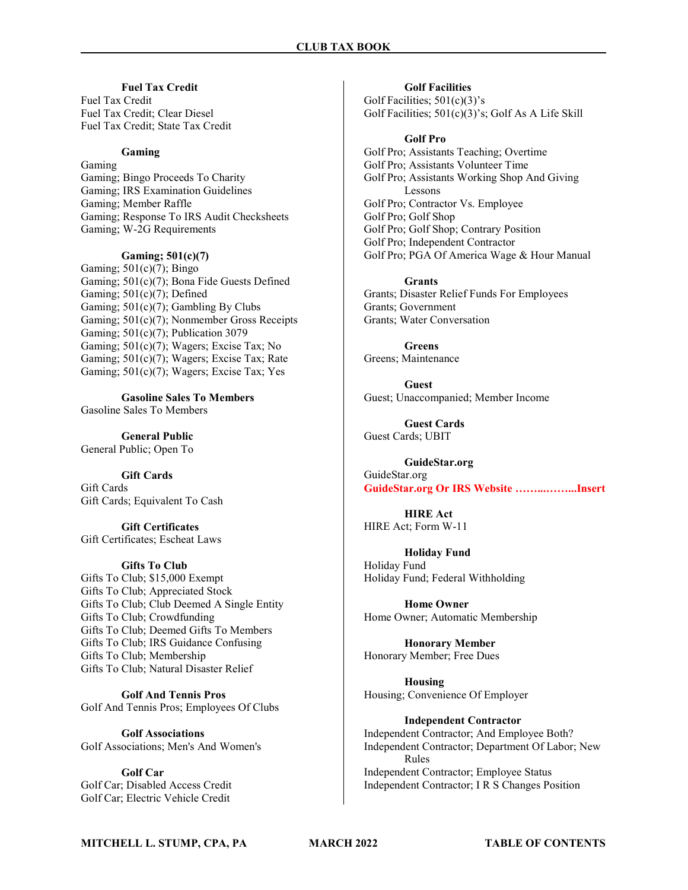**Fuel Tax Credit**

Fuel Tax Credit
Fuel Tax Credit; Clear Diesel
Fuel Tax Credit; State Tax Credit

**Gaming**

Gaming
Gaming; Bingo Proceeds To Charity
Gaming; IRS Examination Guidelines
Gaming; Member Raffle
Gaming; Response To IRS Audit Checksheets
Gaming; W-2G Requirements

**Gaming; 501(c)(7)**

Gaming; 501(c)(7); Bingo
Gaming; 501(c)(7); Bona Fide Guests Defined
Gaming; 501(c)(7); Defined
Gaming; 501(c)(7); Gambling By Clubs
Gaming; 501(c)(7); Nonmember Gross Receipts
Gaming; 501(c)(7); Publication 3079
Gaming; 501(c)(7); Wagers; Excise Tax; No
Gaming; 501(c)(7); Wagers; Excise Tax; Rate
Gaming; 501(c)(7); Wagers; Excise Tax; Yes

**Gasoline Sales To Members**

Gasoline Sales To Members

**General Public**

General Public; Open To

**Gift Cards**

Gift Cards
Gift Cards; Equivalent To Cash

**Gift Certificates**

Gift Certificates; Escheat Laws

**Gifts To Club**

Gifts To Club; $15,000 Exempt
Gifts To Club; Appreciated Stock
Gifts To Club; Club Deemed A Single Entity
Gifts To Club; Crowdfunding
Gifts To Club; Deemed Gifts To Members
Gifts To Club; IRS Guidance Confusing
Gifts To Club; Membership
Gifts To Club; Natural Disaster Relief

**Golf And Tennis Pros**

Golf And Tennis Pros; Employees Of Clubs

**Golf Associations**

Golf Associations; Men's And Women's

**Golf Car**

Golf Car; Disabled Access Credit
Golf Car; Electric Vehicle Credit

**Golf Facilities**

Golf Facilities; 501(c)(3)'s
Golf Facilities; 501(c)(3)'s; Golf As A Life Skill

**Golf Pro**

Golf Pro; Assistants Teaching; Overtime
Golf Pro; Assistants Volunteer Time
Golf Pro; Assistants Working Shop And Giving Lessons
Golf Pro; Contractor Vs. Employee
Golf Pro; Golf Shop
Golf Pro; Golf Shop; Contrary Position
Golf Pro; Independent Contractor
Golf Pro; PGA Of America Wage & Hour Manual

**Grants**

Grants; Disaster Relief Funds For Employees
Grants; Government
Grants; Water Conversation

**Greens**

Greens; Maintenance

**Guest**

Guest; Unaccompanied; Member Income

**Guest Cards**

Guest Cards; UBIT

**GuideStar.org**

GuideStar.org
**GuideStar.org Or IRS Website ……..……..Insert**

**HIRE Act**

HIRE Act; Form W-11

**Holiday Fund**

Holiday Fund
Holiday Fund; Federal Withholding

**Home Owner**

Home Owner; Automatic Membership

**Honorary Member**

Honorary Member; Free Dues

**Housing**

Housing; Convenience Of Employer

**Independent Contractor**

Independent Contractor; And Employee Both?
Independent Contractor; Department Of Labor; New Rules
Independent Contractor; Employee Status
Independent Contractor; I R S Changes Position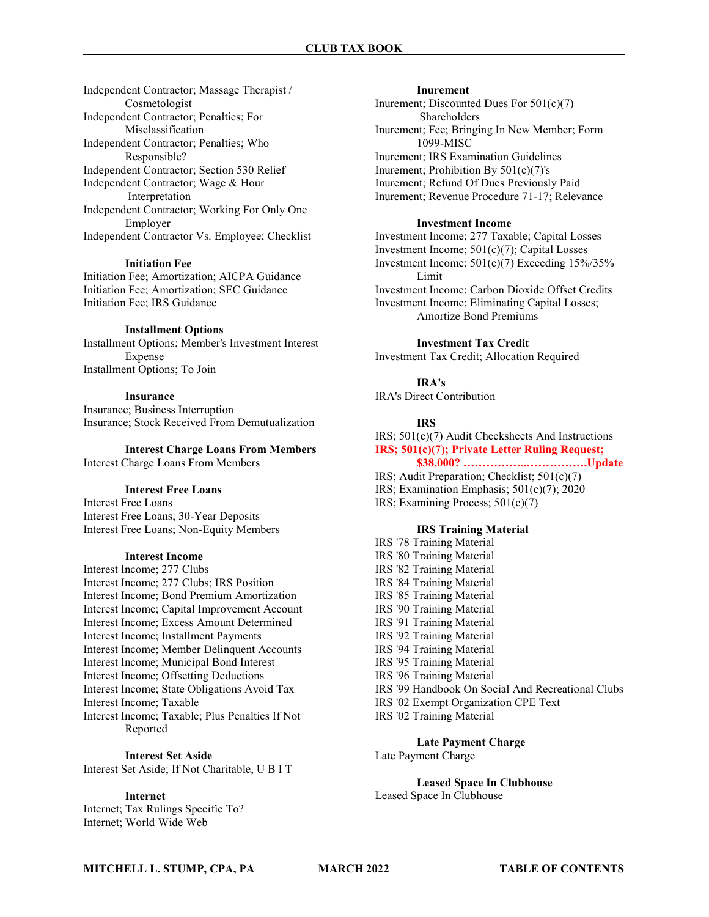Independent Contractor; Massage Therapist / Cosmetologist
Independent Contractor; Penalties; For Misclassification
Independent Contractor; Penalties; Who Responsible?
Independent Contractor; Section 530 Relief
Independent Contractor; Wage & Hour Interpretation
Independent Contractor; Working For Only One Employer
Independent Contractor Vs. Employee; Checklist

**Initiation Fee**

Initiation Fee; Amortization; AICPA Guidance
Initiation Fee; Amortization; SEC Guidance
Initiation Fee; IRS Guidance

**Installment Options**

Installment Options; Member's Investment Interest Expense
Installment Options; To Join

**Insurance**

Insurance; Business Interruption
Insurance; Stock Received From Demutualization

**Interest Charge Loans From Members**

Interest Charge Loans From Members

**Interest Free Loans**

Interest Free Loans
Interest Free Loans; 30-Year Deposits
Interest Free Loans; Non-Equity Members

**Interest Income**

Interest Income; 277 Clubs
Interest Income; 277 Clubs; IRS Position
Interest Income; Bond Premium Amortization
Interest Income; Capital Improvement Account
Interest Income; Excess Amount Determined
Interest Income; Installment Payments
Interest Income; Member Delinquent Accounts
Interest Income; Municipal Bond Interest
Interest Income; Offsetting Deductions
Interest Income; State Obligations Avoid Tax
Interest Income; Taxable
Interest Income; Taxable; Plus Penalties If Not Reported

**Interest Set Aside**

Interest Set Aside; If Not Charitable, U B I T

**Internet**

Internet; Tax Rulings Specific To?
Internet; World Wide Web

**Inurement**

Inurement; Discounted Dues For 501(c)(7) Shareholders
Inurement; Fee; Bringing In New Member; Form 1099-MISC
Inurement; IRS Examination Guidelines
Inurement; Prohibition By 501(c)(7)'s
Inurement; Refund Of Dues Previously Paid
Inurement; Revenue Procedure 71-17; Relevance

**Investment Income**

Investment Income; 277 Taxable; Capital Losses
Investment Income; 501(c)(7); Capital Losses
Investment Income; 501(c)(7) Exceeding 15%/35% Limit
Investment Income; Carbon Dioxide Offset Credits
Investment Income; Eliminating Capital Losses; Amortize Bond Premiums

**Investment Tax Credit**

Investment Tax Credit; Allocation Required

**IRA's**

IRA's Direct Contribution

**IRS**

IRS; 501(c)(7) Audit Checksheets And Instructions
**IRS; 501(c)(7); Private Letter Ruling Request; $38,000? ……………..…………….Update**
IRS; Audit Preparation; Checklist; 501(c)(7)
IRS; Examination Emphasis; 501(c)(7); 2020
IRS; Examining Process; 501(c)(7)

**IRS Training Material**

IRS '78 Training Material
IRS '80 Training Material
IRS '82 Training Material
IRS '84 Training Material
IRS '85 Training Material
IRS '90 Training Material
IRS '91 Training Material
IRS '92 Training Material
IRS '94 Training Material
IRS '95 Training Material
IRS '96 Training Material
IRS '99 Handbook On Social And Recreational Clubs
IRS '02 Exempt Organization CPE Text
IRS '02 Training Material

**Late Payment Charge**

Late Payment Charge

**Leased Space In Clubhouse**

Leased Space In Clubhouse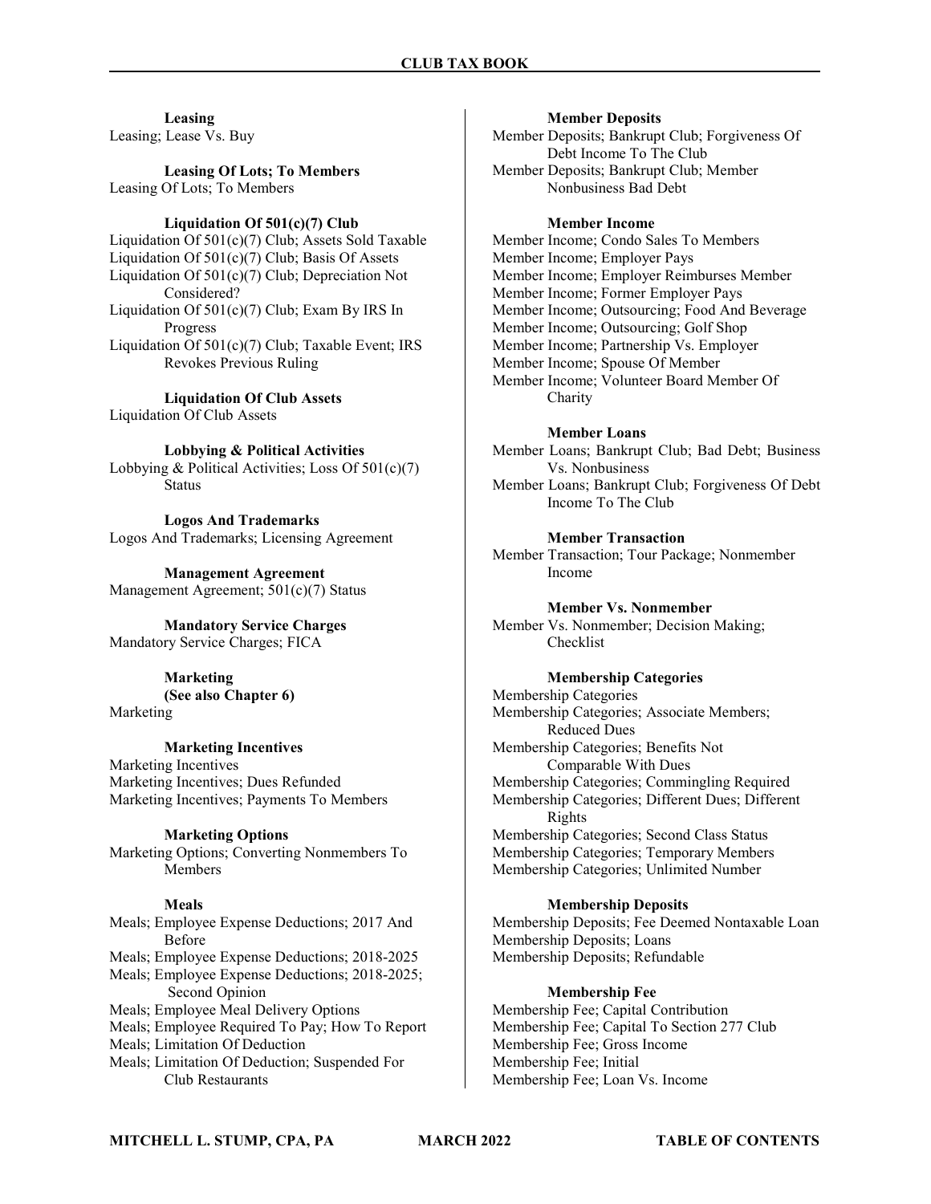**Leasing**

Leasing; Lease Vs. Buy

**Leasing Of Lots; To Members**

Leasing Of Lots; To Members

**Liquidation Of 501(c)(7) Club**

Liquidation Of 501(c)(7) Club; Assets Sold Taxable
Liquidation Of 501(c)(7) Club; Basis Of Assets
Liquidation Of 501(c)(7) Club; Depreciation Not Considered?
Liquidation Of 501(c)(7) Club; Exam By IRS In Progress
Liquidation Of 501(c)(7) Club; Taxable Event; IRS Revokes Previous Ruling

**Liquidation Of Club Assets**

Liquidation Of Club Assets

**Lobbying & Political Activities**

Lobbying & Political Activities; Loss Of 501(c)(7) Status

**Logos And Trademarks**

Logos And Trademarks; Licensing Agreement

**Management Agreement**

Management Agreement; 501(c)(7) Status

**Mandatory Service Charges**

Mandatory Service Charges; FICA

**Marketing**
**(See also Chapter 6)**

Marketing

**Marketing Incentives**

Marketing Incentives
Marketing Incentives; Dues Refunded
Marketing Incentives; Payments To Members

**Marketing Options**

Marketing Options; Converting Nonmembers To Members

**Meals**

Meals; Employee Expense Deductions; 2017 And Before
Meals; Employee Expense Deductions; 2018-2025
Meals; Employee Expense Deductions; 2018-2025; Second Opinion
Meals; Employee Meal Delivery Options
Meals; Employee Required To Pay; How To Report
Meals; Limitation Of Deduction
Meals; Limitation Of Deduction; Suspended For Club Restaurants

**Member Deposits**

Member Deposits; Bankrupt Club; Forgiveness Of Debt Income To The Club
Member Deposits; Bankrupt Club; Member Nonbusiness Bad Debt

**Member Income**

Member Income; Condo Sales To Members
Member Income; Employer Pays
Member Income; Employer Reimburses Member
Member Income; Former Employer Pays
Member Income; Outsourcing; Food And Beverage
Member Income; Outsourcing; Golf Shop
Member Income; Partnership Vs. Employer
Member Income; Spouse Of Member
Member Income; Volunteer Board Member Of Charity

**Member Loans**

Member Loans; Bankrupt Club; Bad Debt; Business Vs. Nonbusiness
Member Loans; Bankrupt Club; Forgiveness Of Debt Income To The Club

**Member Transaction**

Member Transaction; Tour Package; Nonmember Income

**Member Vs. Nonmember**

Member Vs. Nonmember; Decision Making; Checklist

**Membership Categories**

Membership Categories
Membership Categories; Associate Members; Reduced Dues
Membership Categories; Benefits Not Comparable With Dues
Membership Categories; Commingling Required
Membership Categories; Different Dues; Different Rights
Membership Categories; Second Class Status
Membership Categories; Temporary Members
Membership Categories; Unlimited Number

**Membership Deposits**

Membership Deposits; Fee Deemed Nontaxable Loan
Membership Deposits; Loans
Membership Deposits; Refundable

**Membership Fee**

Membership Fee; Capital Contribution
Membership Fee; Capital To Section 277 Club
Membership Fee; Gross Income
Membership Fee; Initial
Membership Fee; Loan Vs. Income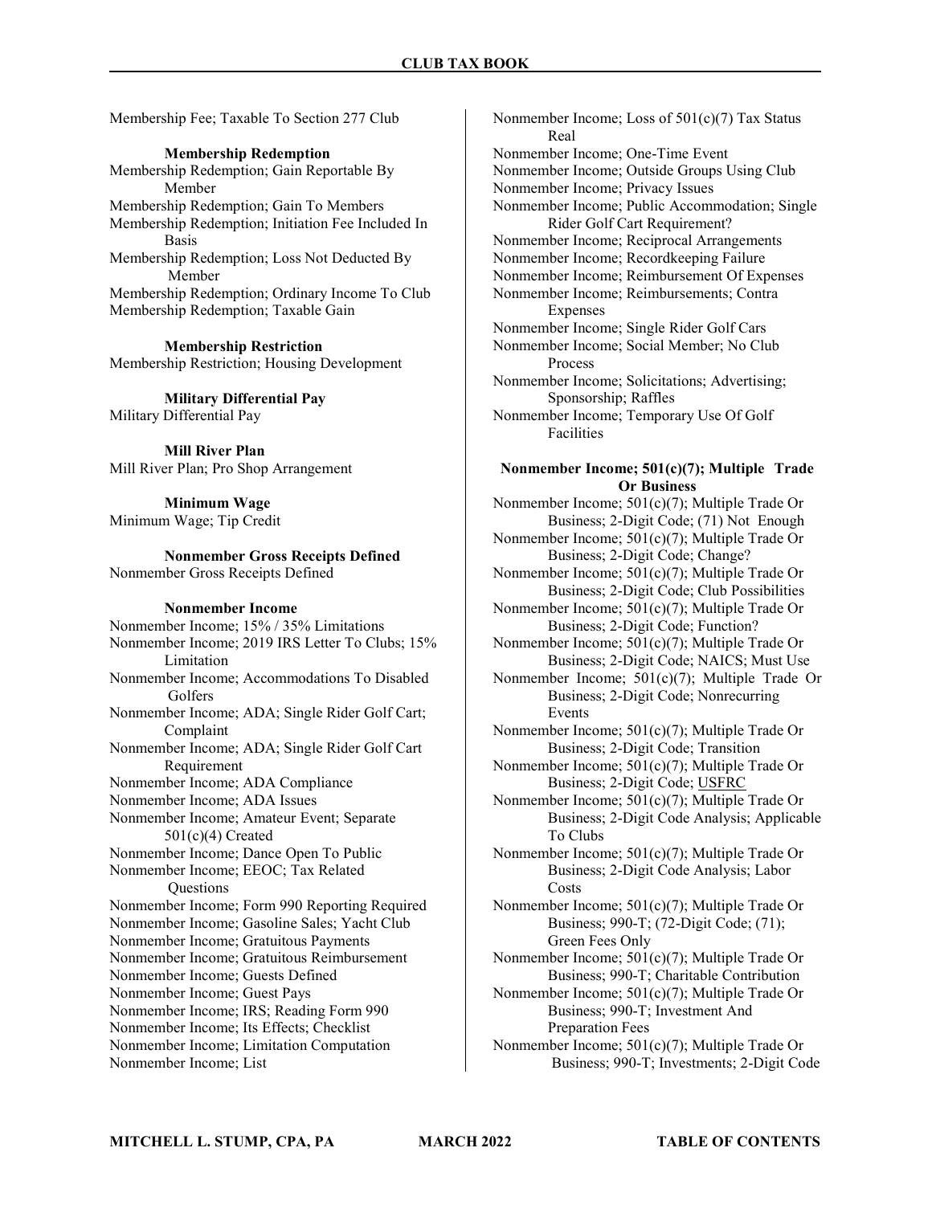Membership Fee; Taxable To Section 277 Club

**Membership Redemption**

Membership Redemption; Gain Reportable By Member
Membership Redemption; Gain To Members
Membership Redemption; Initiation Fee Included In Basis
Membership Redemption; Loss Not Deducted By Member
Membership Redemption; Ordinary Income To Club
Membership Redemption; Taxable Gain

**Membership Restriction**

Membership Restriction; Housing Development

**Military Differential Pay**

Military Differential Pay

**Mill River Plan**

Mill River Plan; Pro Shop Arrangement

**Minimum Wage**

Minimum Wage; Tip Credit

**Nonmember Gross Receipts Defined**

Nonmember Gross Receipts Defined

**Nonmember Income**

Nonmember Income; 15% / 35% Limitations
Nonmember Income; 2019 IRS Letter To Clubs; 15% Limitation
Nonmember Income; Accommodations To Disabled Golfers
Nonmember Income; ADA; Single Rider Golf Cart; Complaint
Nonmember Income; ADA; Single Rider Golf Cart Requirement
Nonmember Income; ADA Compliance
Nonmember Income; ADA Issues
Nonmember Income; Amateur Event; Separate 501(c)(4) Created
Nonmember Income; Dance Open To Public
Nonmember Income; EEOC; Tax Related Questions
Nonmember Income; Form 990 Reporting Required
Nonmember Income; Gasoline Sales; Yacht Club
Nonmember Income; Gratuitous Payments
Nonmember Income; Gratuitous Reimbursement
Nonmember Income; Guests Defined
Nonmember Income; Guest Pays
Nonmember Income; IRS; Reading Form 990
Nonmember Income; Its Effects; Checklist
Nonmember Income; Limitation Computation
Nonmember Income; List
Nonmember Income; Loss of 501(c)(7) Tax Status Real
Nonmember Income; One-Time Event
Nonmember Income; Outside Groups Using Club
Nonmember Income; Privacy Issues
Nonmember Income; Public Accommodation; Single Rider Golf Cart Requirement?
Nonmember Income; Reciprocal Arrangements
Nonmember Income; Recordkeeping Failure
Nonmember Income; Reimbursement Of Expenses
Nonmember Income; Reimbursements; Contra Expenses
Nonmember Income; Single Rider Golf Cars
Nonmember Income; Social Member; No Club Process
Nonmember Income; Solicitations; Advertising; Sponsorship; Raffles
Nonmember Income; Temporary Use Of Golf Facilities

**Nonmember Income; 501(c)(7); Multiple Trade Or Business**

Nonmember Income; 501(c)(7); Multiple Trade Or Business; 2-Digit Code; (71) Not Enough
Nonmember Income; 501(c)(7); Multiple Trade Or Business; 2-Digit Code; Change?
Nonmember Income; 501(c)(7); Multiple Trade Or Business; 2-Digit Code; Club Possibilities
Nonmember Income; 501(c)(7); Multiple Trade Or Business; 2-Digit Code; Function?
Nonmember Income; 501(c)(7); Multiple Trade Or Business; 2-Digit Code; NAICS; Must Use
Nonmember Income; 501(c)(7); Multiple Trade Or Business; 2-Digit Code; Nonrecurring Events
Nonmember Income; 501(c)(7); Multiple Trade Or Business; 2-Digit Code; Transition
Nonmember Income; 501(c)(7); Multiple Trade Or Business; 2-Digit Code; USFRC
Nonmember Income; 501(c)(7); Multiple Trade Or Business; 2-Digit Code Analysis; Applicable To Clubs
Nonmember Income; 501(c)(7); Multiple Trade Or Business; 2-Digit Code Analysis; Labor Costs
Nonmember Income; 501(c)(7); Multiple Trade Or Business; 990-T; (72-Digit Code; (71); Green Fees Only
Nonmember Income; 501(c)(7); Multiple Trade Or Business; 990-T; Charitable Contribution
Nonmember Income; 501(c)(7); Multiple Trade Or Business; 990-T; Investment And Preparation Fees
Nonmember Income; 501(c)(7); Multiple Trade Or Business; 990-T; Investments; 2-Digit Code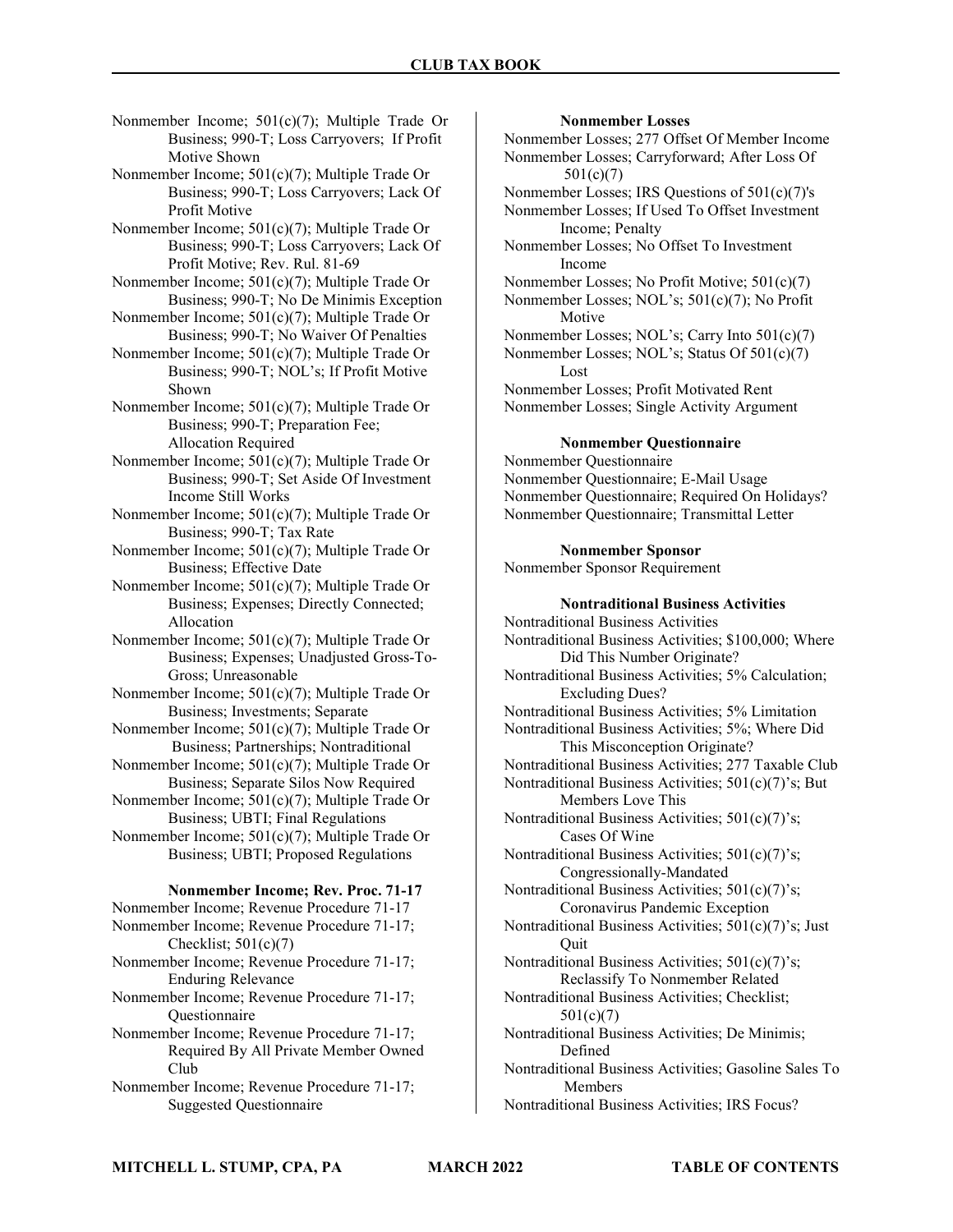Nonmember Income; 501(c)(7); Multiple Trade Or Business; 990-T; Loss Carryovers; If Profit Motive Shown
Nonmember Income; 501(c)(7); Multiple Trade Or Business; 990-T; Loss Carryovers; Lack Of Profit Motive
Nonmember Income; 501(c)(7); Multiple Trade Or Business; 990-T; Loss Carryovers; Lack Of Profit Motive; Rev. Rul. 81-69
Nonmember Income; 501(c)(7); Multiple Trade Or Business; 990-T; No De Minimis Exception
Nonmember Income; 501(c)(7); Multiple Trade Or Business; 990-T; No Waiver Of Penalties
Nonmember Income; 501(c)(7); Multiple Trade Or Business; 990-T; NOL's; If Profit Motive Shown
Nonmember Income; 501(c)(7); Multiple Trade Or Business; 990-T; Preparation Fee; Allocation Required
Nonmember Income; 501(c)(7); Multiple Trade Or Business; 990-T; Set Aside Of Investment Income Still Works
Nonmember Income; 501(c)(7); Multiple Trade Or Business; 990-T; Tax Rate
Nonmember Income; 501(c)(7); Multiple Trade Or Business; Effective Date
Nonmember Income; 501(c)(7); Multiple Trade Or Business; Expenses; Directly Connected; Allocation
Nonmember Income; 501(c)(7); Multiple Trade Or Business; Expenses; Unadjusted Gross-To-Gross; Unreasonable
Nonmember Income; 501(c)(7); Multiple Trade Or Business; Investments; Separate
Nonmember Income; 501(c)(7); Multiple Trade Or Business; Partnerships; Nontraditional
Nonmember Income; 501(c)(7); Multiple Trade Or Business; Separate Silos Now Required
Nonmember Income; 501(c)(7); Multiple Trade Or Business; UBTI; Final Regulations
Nonmember Income; 501(c)(7); Multiple Trade Or Business; UBTI; Proposed Regulations

**Nonmember Income; Rev. Proc. 71-17**

Nonmember Income; Revenue Procedure 71-17
Nonmember Income; Revenue Procedure 71-17; Checklist; 501(c)(7)
Nonmember Income; Revenue Procedure 71-17; Enduring Relevance
Nonmember Income; Revenue Procedure 71-17; Questionnaire
Nonmember Income; Revenue Procedure 71-17; Required By All Private Member Owned Club
Nonmember Income; Revenue Procedure 71-17; Suggested Questionnaire

**Nonmember Losses**

Nonmember Losses; 277 Offset Of Member Income
Nonmember Losses; Carryforward; After Loss Of 501(c)(7)
Nonmember Losses; IRS Questions of 501(c)(7)'s
Nonmember Losses; If Used To Offset Investment Income; Penalty
Nonmember Losses; No Offset To Investment Income
Nonmember Losses; No Profit Motive; 501(c)(7)
Nonmember Losses; NOL's; 501(c)(7); No Profit Motive
Nonmember Losses; NOL's; Carry Into 501(c)(7)
Nonmember Losses; NOL's; Status Of 501(c)(7) Lost
Nonmember Losses; Profit Motivated Rent
Nonmember Losses; Single Activity Argument

**Nonmember Questionnaire**

Nonmember Questionnaire
Nonmember Questionnaire; E-Mail Usage
Nonmember Questionnaire; Required On Holidays?
Nonmember Questionnaire; Transmittal Letter

**Nonmember Sponsor**

Nonmember Sponsor Requirement

**Nontraditional Business Activities**

Nontraditional Business Activities
Nontraditional Business Activities; $100,000; Where Did This Number Originate?
Nontraditional Business Activities; 5% Calculation; Excluding Dues?
Nontraditional Business Activities; 5% Limitation
Nontraditional Business Activities; 5%; Where Did This Misconception Originate?
Nontraditional Business Activities; 277 Taxable Club
Nontraditional Business Activities; 501(c)(7)'s; But Members Love This
Nontraditional Business Activities; 501(c)(7)'s; Cases Of Wine
Nontraditional Business Activities; 501(c)(7)'s; Congressionally-Mandated
Nontraditional Business Activities; 501(c)(7)'s; Coronavirus Pandemic Exception
Nontraditional Business Activities; 501(c)(7)'s; Just Quit
Nontraditional Business Activities; 501(c)(7)'s; Reclassify To Nonmember Related
Nontraditional Business Activities; Checklist; 501(c)(7)
Nontraditional Business Activities; De Minimis; Defined
Nontraditional Business Activities; Gasoline Sales To Members
Nontraditional Business Activities; IRS Focus?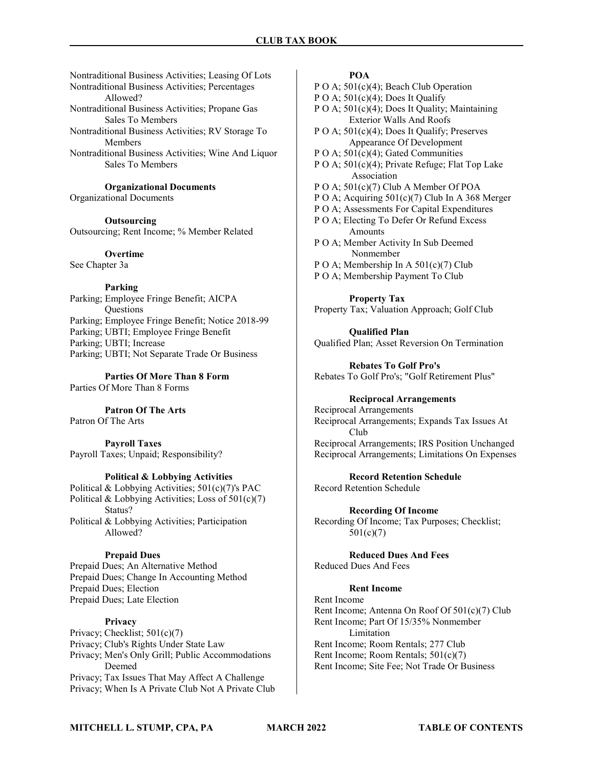Nontraditional Business Activities; Leasing Of Lots
Nontraditional Business Activities; Percentages Allowed?
Nontraditional Business Activities; Propane Gas Sales To Members
Nontraditional Business Activities; RV Storage To Members
Nontraditional Business Activities; Wine And Liquor Sales To Members

**Organizational Documents**

Organizational Documents

**Outsourcing**

Outsourcing; Rent Income; % Member Related

**Overtime**

See Chapter 3a

**Parking**

Parking; Employee Fringe Benefit; AICPA Questions
Parking; Employee Fringe Benefit; Notice 2018-99
Parking; UBTI; Employee Fringe Benefit
Parking; UBTI; Increase
Parking; UBTI; Not Separate Trade Or Business

**Parties Of More Than 8 Form**

Parties Of More Than 8 Forms

**Patron Of The Arts**

Patron Of The Arts

**Payroll Taxes**

Payroll Taxes; Unpaid; Responsibility?

**Political & Lobbying Activities**

Political & Lobbying Activities; 501(c)(7)'s PAC
Political & Lobbying Activities; Loss of 501(c)(7) Status?
Political & Lobbying Activities; Participation Allowed?

**Prepaid Dues**

Prepaid Dues; An Alternative Method
Prepaid Dues; Change In Accounting Method
Prepaid Dues; Election
Prepaid Dues; Late Election

**Privacy**

Privacy; Checklist; 501(c)(7)
Privacy; Club's Rights Under State Law
Privacy; Men's Only Grill; Public Accommodations Deemed
Privacy; Tax Issues That May Affect A Challenge
Privacy; When Is A Private Club Not A Private Club

**POA**

P O A; 501(c)(4); Beach Club Operation
P O A; 501(c)(4); Does It Qualify
P O A; 501(c)(4); Does It Quality; Maintaining Exterior Walls And Roofs
P O A; 501(c)(4); Does It Qualify; Preserves Appearance Of Development
P O A; 501(c)(4); Gated Communities
P O A; 501(c)(4); Private Refuge; Flat Top Lake Association
P O A; 501(c)(7) Club A Member Of POA
P O A; Acquiring 501(c)(7) Club In A 368 Merger
P O A; Assessments For Capital Expenditures
P O A; Electing To Defer Or Refund Excess Amounts
P O A; Member Activity In Sub Deemed Nonmember
P O A; Membership In A 501(c)(7) Club
P O A; Membership Payment To Club

**Property Tax**

Property Tax; Valuation Approach; Golf Club

**Qualified Plan**

Qualified Plan; Asset Reversion On Termination

**Rebates To Golf Pro's**

Rebates To Golf Pro's; "Golf Retirement Plus"

**Reciprocal Arrangements**

Reciprocal Arrangements
Reciprocal Arrangements; Expands Tax Issues At Club
Reciprocal Arrangements; IRS Position Unchanged
Reciprocal Arrangements; Limitations On Expenses

**Record Retention Schedule**

Record Retention Schedule

**Recording Of Income**

Recording Of Income; Tax Purposes; Checklist; 501(c)(7)

**Reduced Dues And Fees**

Reduced Dues And Fees

**Rent Income**

Rent Income
Rent Income; Antenna On Roof Of 501(c)(7) Club
Rent Income; Part Of 15/35% Nonmember Limitation
Rent Income; Room Rentals; 277 Club
Rent Income; Room Rentals; 501(c)(7)
Rent Income; Site Fee; Not Trade Or Business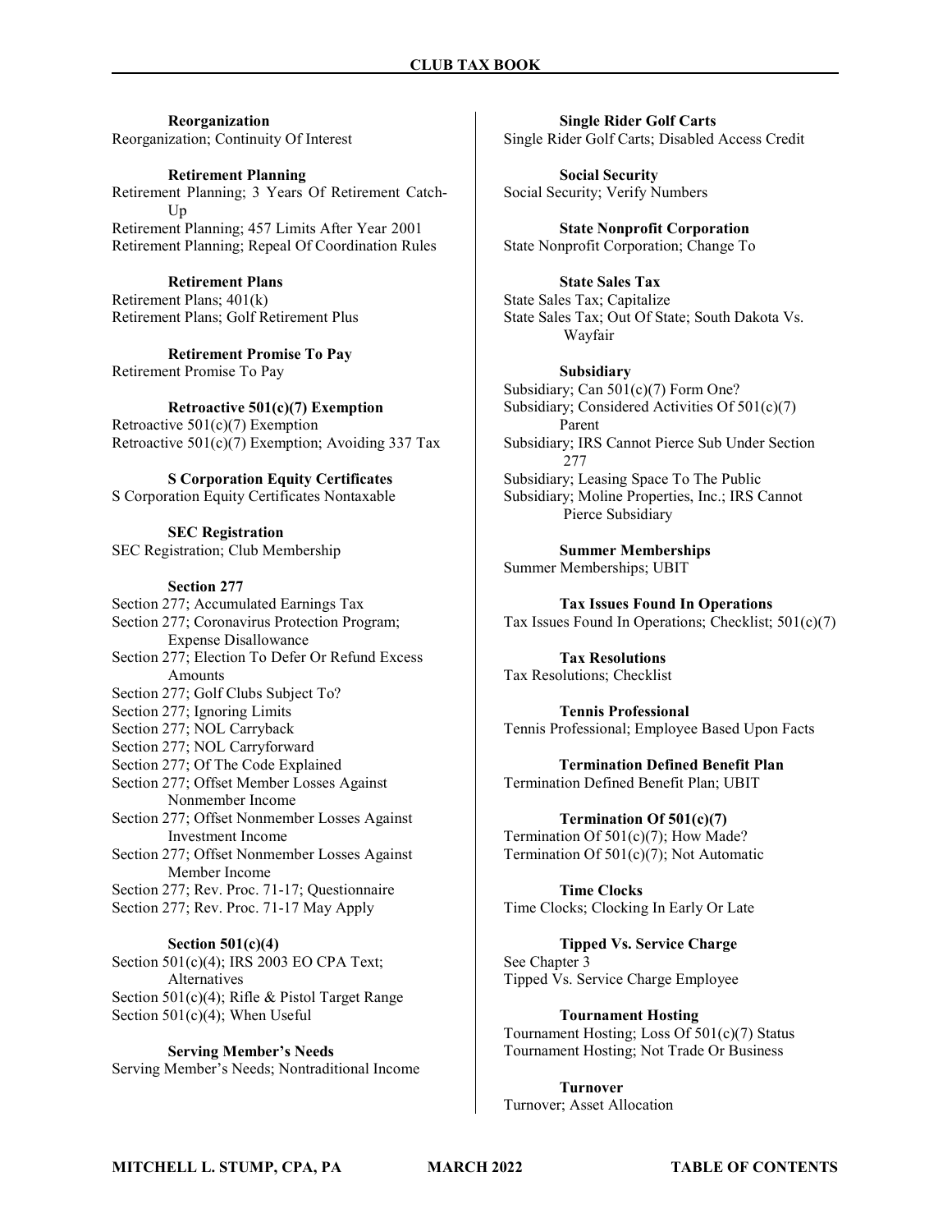**Reorganization**

Reorganization; Continuity Of Interest

**Retirement Planning**

Retirement Planning; 3 Years Of Retirement Catch-Up
Retirement Planning; 457 Limits After Year 2001
Retirement Planning; Repeal Of Coordination Rules

**Retirement Plans**

Retirement Plans; 401(k)
Retirement Plans; Golf Retirement Plus

**Retirement Promise To Pay**

Retirement Promise To Pay

**Retroactive 501(c)(7) Exemption**

Retroactive 501(c)(7) Exemption
Retroactive 501(c)(7) Exemption; Avoiding 337 Tax

**S Corporation Equity Certificates**

S Corporation Equity Certificates Nontaxable

**SEC Registration**

SEC Registration; Club Membership

**Section 277**

Section 277; Accumulated Earnings Tax
Section 277; Coronavirus Protection Program; Expense Disallowance
Section 277; Election To Defer Or Refund Excess Amounts
Section 277; Golf Clubs Subject To?
Section 277; Ignoring Limits
Section 277; NOL Carryback
Section 277; NOL Carryforward
Section 277; Of The Code Explained
Section 277; Offset Member Losses Against Nonmember Income
Section 277; Offset Nonmember Losses Against Investment Income
Section 277; Offset Nonmember Losses Against Member Income
Section 277; Rev. Proc. 71-17; Questionnaire
Section 277; Rev. Proc. 71-17 May Apply

**Section 501(c)(4)**

Section 501(c)(4); IRS 2003 EO CPA Text; Alternatives
Section 501(c)(4); Rifle & Pistol Target Range
Section 501(c)(4); When Useful

**Serving Member's Needs**

Serving Member's Needs; Nontraditional Income

**Single Rider Golf Carts**

Single Rider Golf Carts; Disabled Access Credit

**Social Security**

Social Security; Verify Numbers

**State Nonprofit Corporation**

State Nonprofit Corporation; Change To

**State Sales Tax**

State Sales Tax; Capitalize
State Sales Tax; Out Of State; South Dakota Vs. Wayfair

**Subsidiary**

Subsidiary; Can 501(c)(7) Form One?
Subsidiary; Considered Activities Of 501(c)(7) Parent
Subsidiary; IRS Cannot Pierce Sub Under Section 277
Subsidiary; Leasing Space To The Public
Subsidiary; Moline Properties, Inc.; IRS Cannot Pierce Subsidiary

**Summer Memberships**

Summer Memberships; UBIT

**Tax Issues Found In Operations**

Tax Issues Found In Operations; Checklist; 501(c)(7)

**Tax Resolutions**

Tax Resolutions; Checklist

**Tennis Professional**

Tennis Professional; Employee Based Upon Facts

**Termination Defined Benefit Plan**

Termination Defined Benefit Plan; UBIT

**Termination Of 501(c)(7)**

Termination Of 501(c)(7); How Made?
Termination Of 501(c)(7); Not Automatic

**Time Clocks**

Time Clocks; Clocking In Early Or Late

**Tipped Vs. Service Charge**

See Chapter 3
Tipped Vs. Service Charge Employee

**Tournament Hosting**

Tournament Hosting; Loss Of 501(c)(7) Status
Tournament Hosting; Not Trade Or Business

**Turnover**

Turnover; Asset Allocation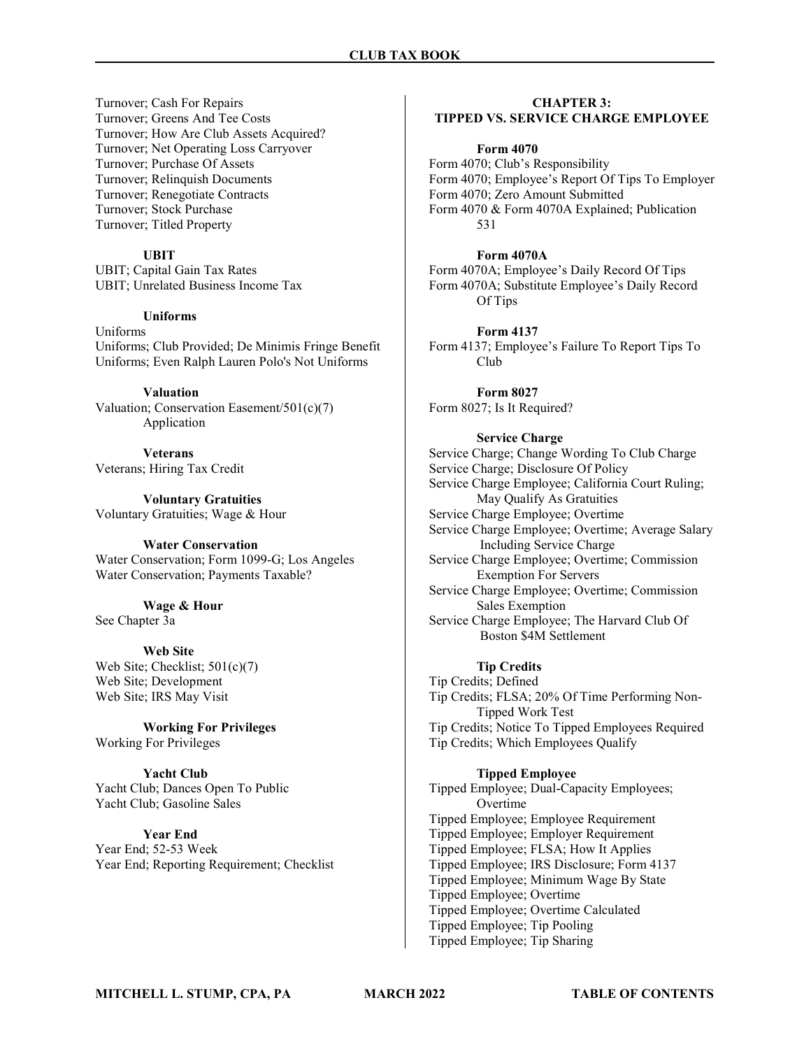Turnover; Cash For Repairs
Turnover; Greens And Tee Costs
Turnover; How Are Club Assets Acquired?
Turnover; Net Operating Loss Carryover
Turnover; Purchase Of Assets
Turnover; Relinquish Documents
Turnover; Renegotiate Contracts
Turnover; Stock Purchase
Turnover; Titled Property

**UBIT**

UBIT; Capital Gain Tax Rates
UBIT; Unrelated Business Income Tax

**Uniforms**

Uniforms
Uniforms; Club Provided; De Minimis Fringe Benefit
Uniforms; Even Ralph Lauren Polo's Not Uniforms

**Valuation**

Valuation; Conservation Easement/501(c)(7) Application

**Veterans**

Veterans; Hiring Tax Credit

**Voluntary Gratuities**

Voluntary Gratuities; Wage & Hour

**Water Conservation**

Water Conservation; Form 1099-G; Los Angeles
Water Conservation; Payments Taxable?

**Wage & Hour**

See Chapter 3a

**Web Site**

Web Site; Checklist; 501(c)(7)
Web Site; Development
Web Site; IRS May Visit

**Working For Privileges**

Working For Privileges

**Yacht Club**

Yacht Club; Dances Open To Public
Yacht Club; Gasoline Sales

**Year End**

Year End; 52-53 Week
Year End; Reporting Requirement; Checklist

## CHAPTER 3: TIPPED VS. SERVICE CHARGE EMPLOYEE

**Form 4070**

Form 4070; Club's Responsibility
Form 4070; Employee's Report Of Tips To Employer
Form 4070; Zero Amount Submitted
Form 4070 & Form 4070A Explained; Publication 531

**Form 4070A**

Form 4070A; Employee's Daily Record Of Tips
Form 4070A; Substitute Employee's Daily Record Of Tips

**Form 4137**

Form 4137; Employee's Failure To Report Tips To Club

**Form 8027**

Form 8027; Is It Required?

**Service Charge**

Service Charge; Change Wording To Club Charge
Service Charge; Disclosure Of Policy
Service Charge Employee; California Court Ruling; May Qualify As Gratuities
Service Charge Employee; Overtime
Service Charge Employee; Overtime; Average Salary Including Service Charge
Service Charge Employee; Overtime; Commission Exemption For Servers
Service Charge Employee; Overtime; Commission Sales Exemption
Service Charge Employee; The Harvard Club Of Boston $4M Settlement

**Tip Credits**

Tip Credits; Defined
Tip Credits; FLSA; 20% Of Time Performing Non-Tipped Work Test
Tip Credits; Notice To Tipped Employees Required
Tip Credits; Which Employees Qualify

**Tipped Employee**

Tipped Employee; Dual-Capacity Employees; Overtime
Tipped Employee; Employee Requirement
Tipped Employee; Employer Requirement
Tipped Employee; FLSA; How It Applies
Tipped Employee; IRS Disclosure; Form 4137
Tipped Employee; Minimum Wage By State
Tipped Employee; Overtime
Tipped Employee; Overtime Calculated
Tipped Employee; Tip Pooling
Tipped Employee; Tip Sharing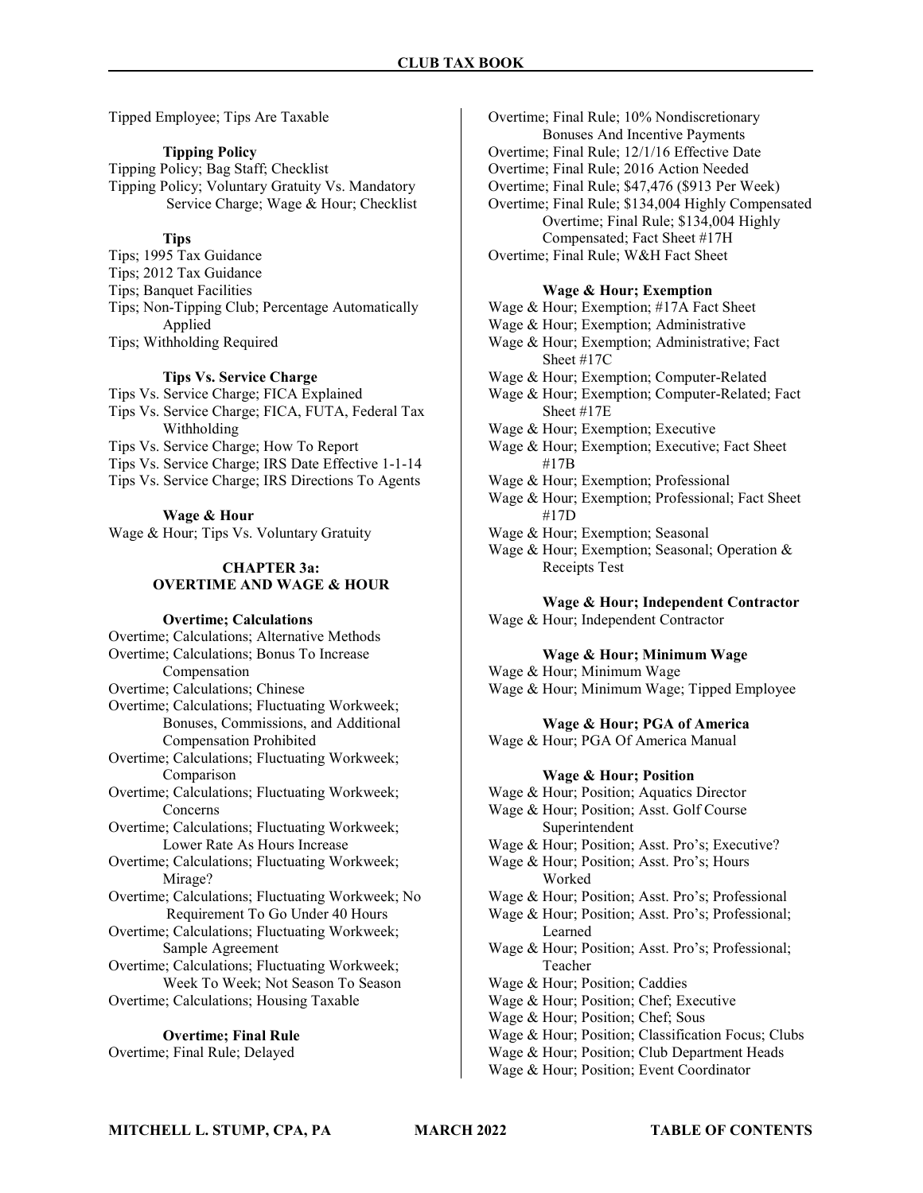Tipped Employee; Tips Are Taxable

**Tipping Policy**

Tipping Policy; Bag Staff; Checklist
Tipping Policy; Voluntary Gratuity Vs. Mandatory Service Charge; Wage & Hour; Checklist

**Tips**

Tips; 1995 Tax Guidance
Tips; 2012 Tax Guidance
Tips; Banquet Facilities
Tips; Non-Tipping Club; Percentage Automatically Applied
Tips; Withholding Required

**Tips Vs. Service Charge**

Tips Vs. Service Charge; FICA Explained
Tips Vs. Service Charge; FICA, FUTA, Federal Tax Withholding
Tips Vs. Service Charge; How To Report
Tips Vs. Service Charge; IRS Date Effective 1-1-14
Tips Vs. Service Charge; IRS Directions To Agents

**Wage & Hour**

Wage & Hour; Tips Vs. Voluntary Gratuity

## CHAPTER 3a: OVERTIME AND WAGE & HOUR

**Overtime; Calculations**

Overtime; Calculations; Alternative Methods
Overtime; Calculations; Bonus To Increase Compensation
Overtime; Calculations; Chinese
Overtime; Calculations; Fluctuating Workweek; Bonuses, Commissions, and Additional Compensation Prohibited
Overtime; Calculations; Fluctuating Workweek; Comparison
Overtime; Calculations; Fluctuating Workweek; Concerns
Overtime; Calculations; Fluctuating Workweek; Lower Rate As Hours Increase
Overtime; Calculations; Fluctuating Workweek; Mirage?
Overtime; Calculations; Fluctuating Workweek; No Requirement To Go Under 40 Hours
Overtime; Calculations; Fluctuating Workweek; Sample Agreement
Overtime; Calculations; Fluctuating Workweek; Week To Week; Not Season To Season
Overtime; Calculations; Housing Taxable

**Overtime; Final Rule**

Overtime; Final Rule; Delayed
Overtime; Final Rule; 10% Nondiscretionary Bonuses And Incentive Payments
Overtime; Final Rule; 12/1/16 Effective Date
Overtime; Final Rule; 2016 Action Needed
Overtime; Final Rule; $47,476 ($913 Per Week)
Overtime; Final Rule; $134,004 Highly Compensated
Overtime; Final Rule; $134,004 Highly Compensated; Fact Sheet #17H
Overtime; Final Rule; W&H Fact Sheet

**Wage & Hour; Exemption**

Wage & Hour; Exemption; #17A Fact Sheet
Wage & Hour; Exemption; Administrative
Wage & Hour; Exemption; Administrative; Fact Sheet #17C
Wage & Hour; Exemption; Computer-Related
Wage & Hour; Exemption; Computer-Related; Fact Sheet #17E
Wage & Hour; Exemption; Executive
Wage & Hour; Exemption; Executive; Fact Sheet #17B
Wage & Hour; Exemption; Professional
Wage & Hour; Exemption; Professional; Fact Sheet #17D
Wage & Hour; Exemption; Seasonal
Wage & Hour; Exemption; Seasonal; Operation & Receipts Test

**Wage & Hour; Independent Contractor**

Wage & Hour; Independent Contractor

**Wage & Hour; Minimum Wage**

Wage & Hour; Minimum Wage
Wage & Hour; Minimum Wage; Tipped Employee

**Wage & Hour; PGA of America**

Wage & Hour; PGA Of America Manual

**Wage & Hour; Position**

Wage & Hour; Position; Aquatics Director
Wage & Hour; Position; Asst. Golf Course Superintendent
Wage & Hour; Position; Asst. Pro's; Executive?
Wage & Hour; Position; Asst. Pro's; Hours Worked
Wage & Hour; Position; Asst. Pro's; Professional
Wage & Hour; Position; Asst. Pro's; Professional; Learned
Wage & Hour; Position; Asst. Pro's; Professional; Teacher
Wage & Hour; Position; Caddies
Wage & Hour; Position; Chef; Executive
Wage & Hour; Position; Chef; Sous
Wage & Hour; Position; Classification Focus; Clubs
Wage & Hour; Position; Club Department Heads
Wage & Hour; Position; Event Coordinator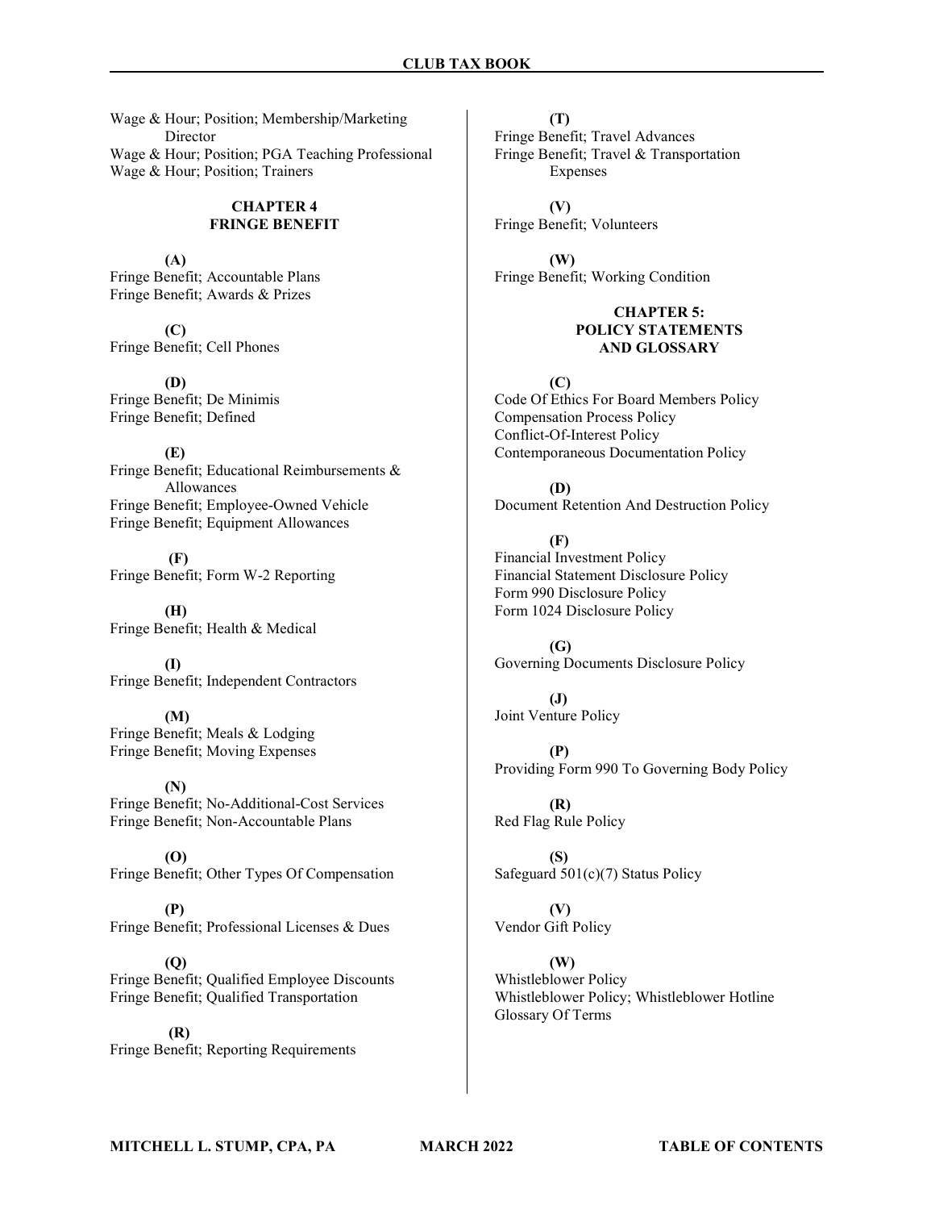Wage & Hour; Position; Membership/Marketing Director
Wage & Hour; Position; PGA Teaching Professional
Wage & Hour; Position; Trainers

## CHAPTER 4
## FRINGE BENEFIT

**(A)**
Fringe Benefit; Accountable Plans
Fringe Benefit; Awards & Prizes

**(C)**
Fringe Benefit; Cell Phones

**(D)**
Fringe Benefit; De Minimis
Fringe Benefit; Defined

**(E)**
Fringe Benefit; Educational Reimbursements & Allowances
Fringe Benefit; Employee-Owned Vehicle
Fringe Benefit; Equipment Allowances

**(F)**
Fringe Benefit; Form W-2 Reporting

**(H)**
Fringe Benefit; Health & Medical

**(I)**
Fringe Benefit; Independent Contractors

**(M)**
Fringe Benefit; Meals & Lodging
Fringe Benefit; Moving Expenses

**(N)**
Fringe Benefit; No-Additional-Cost Services
Fringe Benefit; Non-Accountable Plans

**(O)**
Fringe Benefit; Other Types Of Compensation

**(P)**
Fringe Benefit; Professional Licenses & Dues

**(Q)**
Fringe Benefit; Qualified Employee Discounts
Fringe Benefit; Qualified Transportation

**(R)**
Fringe Benefit; Reporting Requirements

**(T)**
Fringe Benefit; Travel Advances
Fringe Benefit; Travel & Transportation Expenses

**(V)**
Fringe Benefit; Volunteers

**(W)**
Fringe Benefit; Working Condition

## CHAPTER 5: POLICY STATEMENTS AND GLOSSARY

**(C)**
Code Of Ethics For Board Members Policy
Compensation Process Policy
Conflict-Of-Interest Policy
Contemporaneous Documentation Policy

**(D)**
Document Retention And Destruction Policy

**(F)**
Financial Investment Policy
Financial Statement Disclosure Policy
Form 990 Disclosure Policy
Form 1024 Disclosure Policy

**(G)**
Governing Documents Disclosure Policy

**(J)**
Joint Venture Policy

**(P)**
Providing Form 990 To Governing Body Policy

**(R)**
Red Flag Rule Policy

**(S)**
Safeguard 501(c)(7) Status Policy

**(V)**
Vendor Gift Policy

**(W)**
Whistleblower Policy
Whistleblower Policy; Whistleblower Hotline
Glossary Of Terms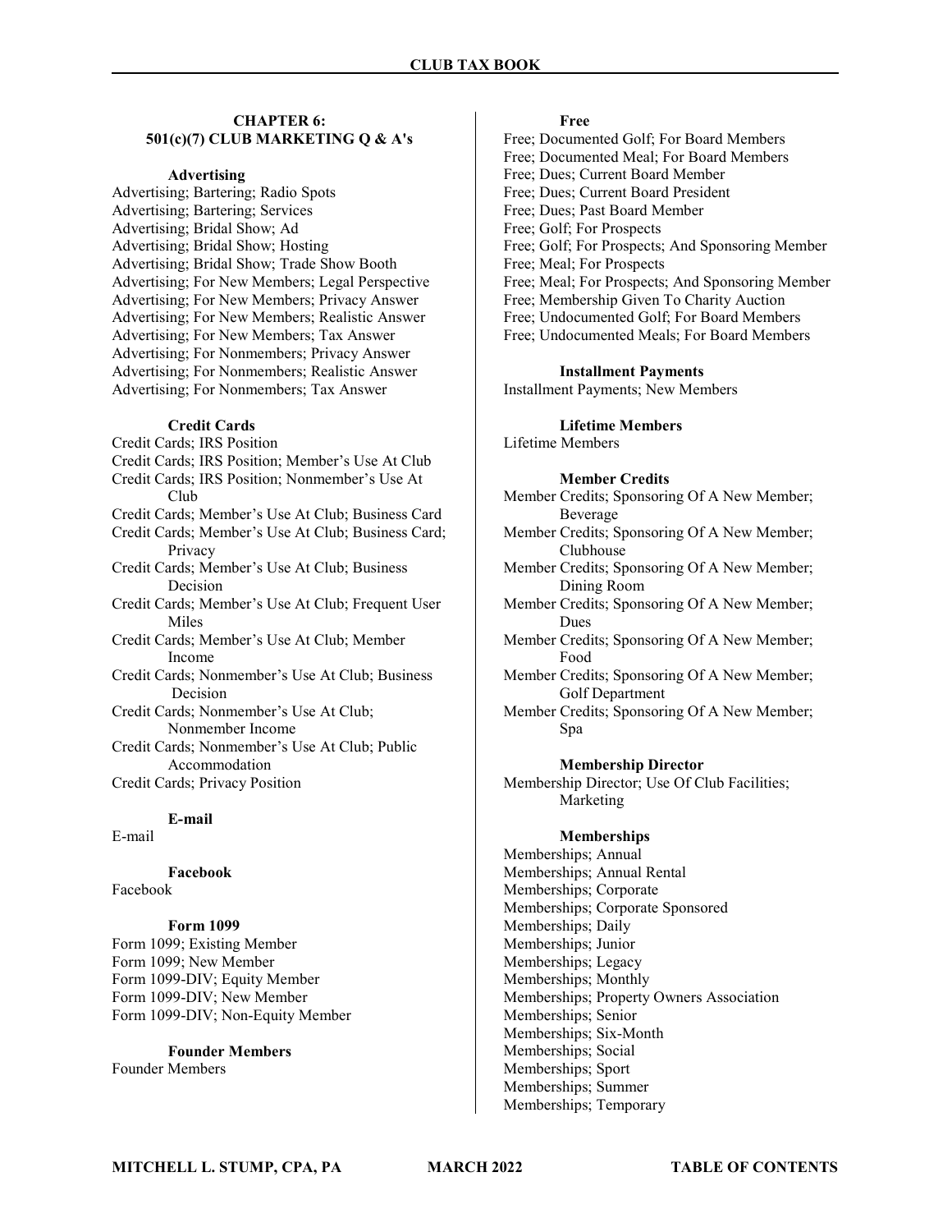## CHAPTER 6: 501(c)(7) CLUB MARKETING Q & A's

**Advertising**

Advertising; Bartering; Radio Spots
Advertising; Bartering; Services
Advertising; Bridal Show; Ad
Advertising; Bridal Show; Hosting
Advertising; Bridal Show; Trade Show Booth
Advertising; For New Members; Legal Perspective
Advertising; For New Members; Privacy Answer
Advertising; For New Members; Realistic Answer
Advertising; For New Members; Tax Answer
Advertising; For Nonmembers; Privacy Answer
Advertising; For Nonmembers; Realistic Answer
Advertising; For Nonmembers; Tax Answer

**Credit Cards**

Credit Cards; IRS Position
Credit Cards; IRS Position; Member's Use At Club
Credit Cards; IRS Position; Nonmember's Use At Club
Credit Cards; Member's Use At Club; Business Card
Credit Cards; Member's Use At Club; Business Card; Privacy
Credit Cards; Member's Use At Club; Business Decision
Credit Cards; Member's Use At Club; Frequent User Miles
Credit Cards; Member's Use At Club; Member Income
Credit Cards; Nonmember's Use At Club; Business Decision
Credit Cards; Nonmember's Use At Club; Nonmember Income
Credit Cards; Nonmember's Use At Club; Public Accommodation
Credit Cards; Privacy Position

**E-mail**

E-mail

**Facebook**

Facebook

**Form 1099**

Form 1099; Existing Member
Form 1099; New Member
Form 1099-DIV; Equity Member
Form 1099-DIV; New Member
Form 1099-DIV; Non-Equity Member

**Founder Members**

Founder Members

**Free**

Free; Documented Golf; For Board Members
Free; Documented Meal; For Board Members
Free; Dues; Current Board Member
Free; Dues; Current Board President
Free; Dues; Past Board Member
Free; Golf; For Prospects
Free; Golf; For Prospects; And Sponsoring Member
Free; Meal; For Prospects
Free; Meal; For Prospects; And Sponsoring Member
Free; Membership Given To Charity Auction
Free; Undocumented Golf; For Board Members
Free; Undocumented Meals; For Board Members

**Installment Payments**

Installment Payments; New Members

**Lifetime Members**

Lifetime Members

**Member Credits**

Member Credits; Sponsoring Of A New Member; Beverage
Member Credits; Sponsoring Of A New Member; Clubhouse
Member Credits; Sponsoring Of A New Member; Dining Room
Member Credits; Sponsoring Of A New Member; Dues
Member Credits; Sponsoring Of A New Member; Food
Member Credits; Sponsoring Of A New Member; Golf Department
Member Credits; Sponsoring Of A New Member; Spa

**Membership Director**

Membership Director; Use Of Club Facilities; Marketing

**Memberships**

Memberships; Annual
Memberships; Annual Rental
Memberships; Corporate
Memberships; Corporate Sponsored
Memberships; Daily
Memberships; Junior
Memberships; Legacy
Memberships; Monthly
Memberships; Property Owners Association
Memberships; Senior
Memberships; Six-Month
Memberships; Social
Memberships; Sport
Memberships; Summer
Memberships; Temporary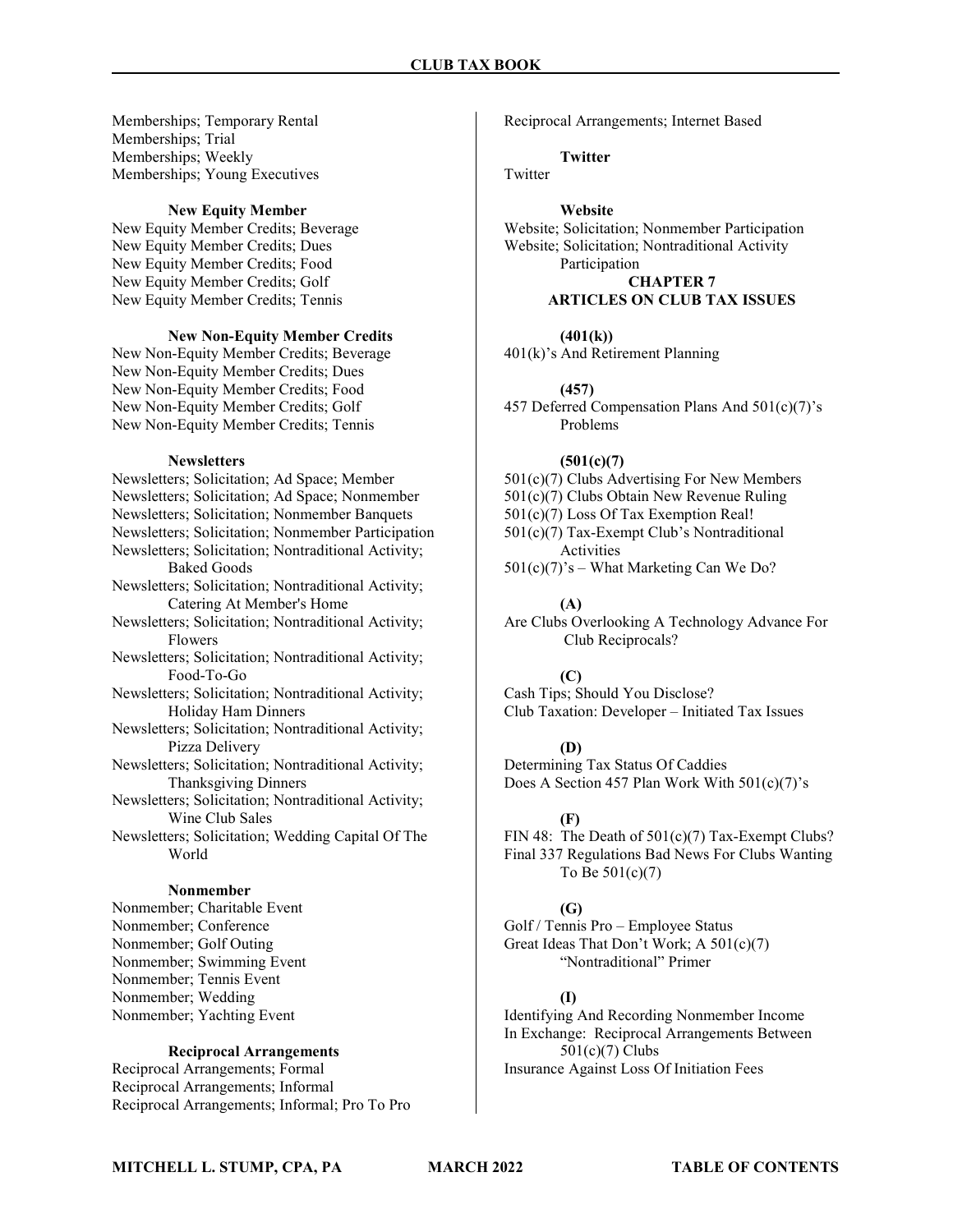Memberships; Temporary Rental
Memberships; Trial
Memberships; Weekly
Memberships; Young Executives

**New Equity Member**

New Equity Member Credits; Beverage
New Equity Member Credits; Dues
New Equity Member Credits; Food
New Equity Member Credits; Golf
New Equity Member Credits; Tennis

**New Non-Equity Member Credits**

New Non-Equity Member Credits; Beverage
New Non-Equity Member Credits; Dues
New Non-Equity Member Credits; Food
New Non-Equity Member Credits; Golf
New Non-Equity Member Credits; Tennis

**Newsletters**

Newsletters; Solicitation; Ad Space; Member
Newsletters; Solicitation; Ad Space; Nonmember
Newsletters; Solicitation; Nonmember Banquets
Newsletters; Solicitation; Nonmember Participation
Newsletters; Solicitation; Nontraditional Activity; Baked Goods
Newsletters; Solicitation; Nontraditional Activity; Catering At Member's Home
Newsletters; Solicitation; Nontraditional Activity; Flowers
Newsletters; Solicitation; Nontraditional Activity; Food-To-Go
Newsletters; Solicitation; Nontraditional Activity; Holiday Ham Dinners
Newsletters; Solicitation; Nontraditional Activity; Pizza Delivery
Newsletters; Solicitation; Nontraditional Activity; Thanksgiving Dinners
Newsletters; Solicitation; Nontraditional Activity; Wine Club Sales
Newsletters; Solicitation; Wedding Capital Of The World

**Nonmember**

Nonmember; Charitable Event
Nonmember; Conference
Nonmember; Golf Outing
Nonmember; Swimming Event
Nonmember; Tennis Event
Nonmember; Wedding
Nonmember; Yachting Event

**Reciprocal Arrangements**

Reciprocal Arrangements; Formal
Reciprocal Arrangements; Informal
Reciprocal Arrangements; Informal; Pro To Pro
Reciprocal Arrangements; Internet Based

**Twitter**

Twitter

**Website**

Website; Solicitation; Nonmember Participation
Website; Solicitation; Nontraditional Activity Participation

## CHAPTER 7
## ARTICLES ON CLUB TAX ISSUES

**(401(k))**

401(k)'s And Retirement Planning

**(457)**

457 Deferred Compensation Plans And 501(c)(7)'s Problems

**(501(c)(7)**

501(c)(7) Clubs Advertising For New Members
501(c)(7) Clubs Obtain New Revenue Ruling
501(c)(7) Loss Of Tax Exemption Real!
501(c)(7) Tax-Exempt Club's Nontraditional Activities
501(c)(7)'s – What Marketing Can We Do?

**(A)**

Are Clubs Overlooking A Technology Advance For Club Reciprocals?

**(C)**

Cash Tips; Should You Disclose?
Club Taxation: Developer – Initiated Tax Issues

**(D)**

Determining Tax Status Of Caddies
Does A Section 457 Plan Work With 501(c)(7)'s

**(F)**

FIN 48: The Death of 501(c)(7) Tax-Exempt Clubs?
Final 337 Regulations Bad News For Clubs Wanting To Be 501(c)(7)

**(G)**

Golf / Tennis Pro – Employee Status
Great Ideas That Don't Work; A 501(c)(7) "Nontraditional" Primer

**(I)**

Identifying And Recording Nonmember Income
In Exchange: Reciprocal Arrangements Between 501(c)(7) Clubs
Insurance Against Loss Of Initiation Fees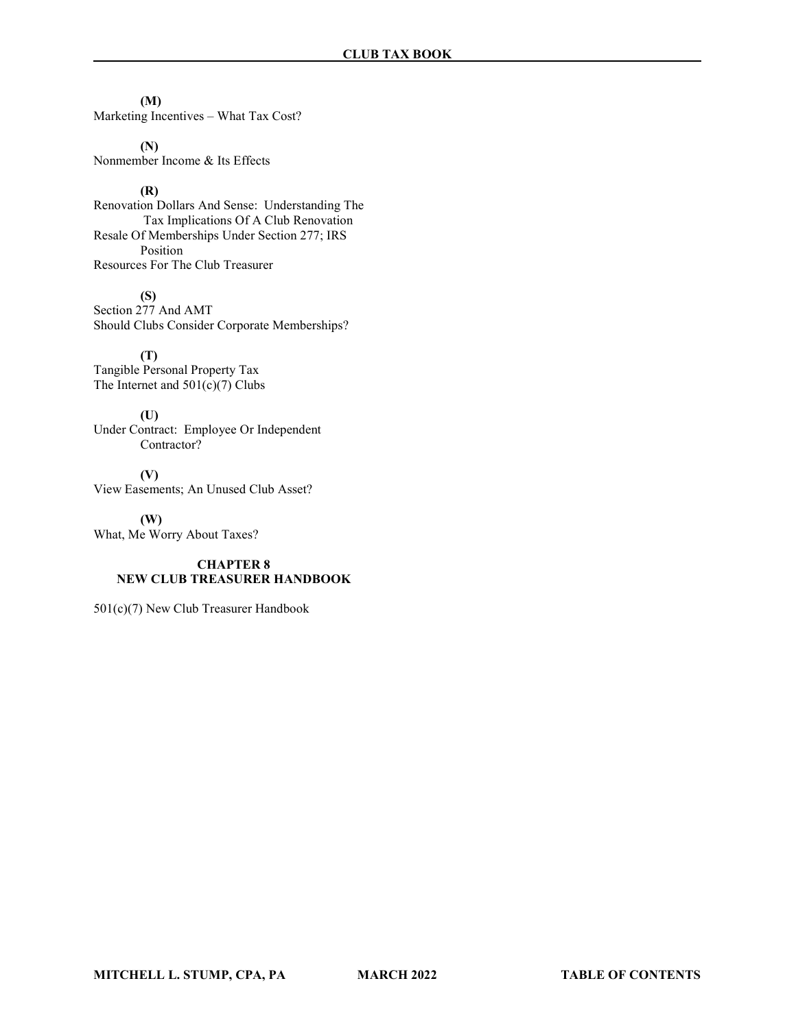**(M)**

Marketing Incentives – What Tax Cost?

**(N)**

Nonmember Income & Its Effects

**(R)**

Renovation Dollars And Sense: Understanding The Tax Implications Of A Club Renovation

Resale Of Memberships Under Section 277; IRS Position

Resources For The Club Treasurer

**(S)**

Section 277 And AMT

Should Clubs Consider Corporate Memberships?

**(T)**

Tangible Personal Property Tax

The Internet and 501(c)(7) Clubs

**(U)**

Under Contract: Employee Or Independent Contractor?

**(V)**

View Easements; An Unused Club Asset?

**(W)**

What, Me Worry About Taxes?

## CHAPTER 8
## NEW CLUB TREASURER HANDBOOK

501(c)(7) New Club Treasurer Handbook